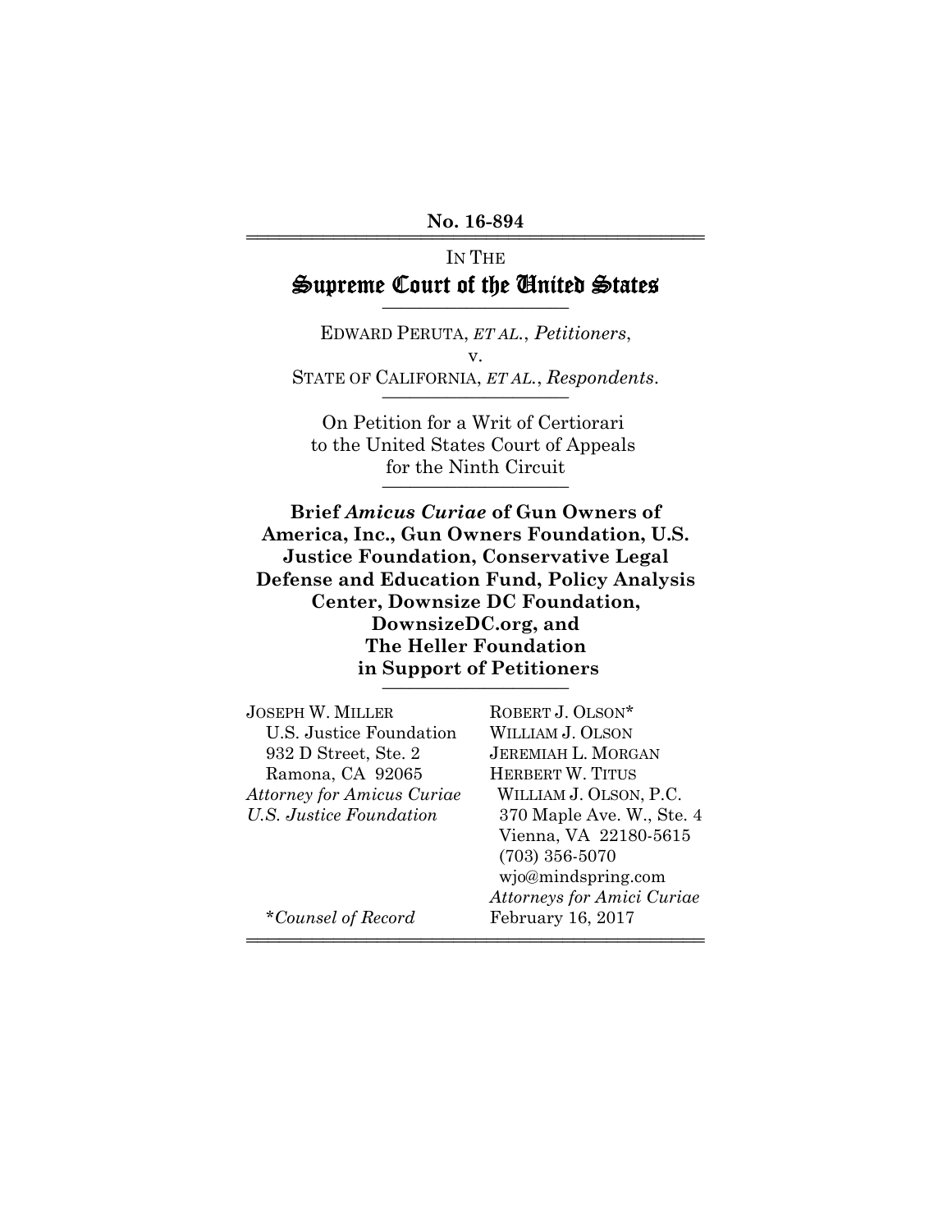**No. 16-894**

IN THE

# Supreme Court of the United States

EDWARD PERUTA, *ET AL.*, *Petitioners*,

v.

STATE OF CALIFORNIA, *ET AL.*, *Respondents*.

On Petition for a Writ of Certiorari
to the United States Court of Appeals
for the Ninth Circuit

**Brief *Amicus Curiae* of Gun Owners of America, Inc., Gun Owners Foundation, U.S. Justice Foundation, Conservative Legal Defense and Education Fund, Policy Analysis Center, Downsize DC Foundation, DownsizeDC.org, and The Heller Foundation in Support of Petitioners**

JOSEPH W. MILLER
U.S. Justice Foundation
932 D Street, Ste. 2
Ramona, CA 92065
*Attorney for Amicus Curiae U.S. Justice Foundation*

ROBERT J. OLSON*
WILLIAM J. OLSON
JEREMIAH L. MORGAN
HERBERT W. TITUS
WILLIAM J. OLSON, P.C.
370 Maple Ave. W., Ste. 4
Vienna, VA 22180-5615
(703) 356-5070
wjo@mindspring.com
*Attorneys for Amici Curiae*

*\*Counsel of Record*

February 16, 2017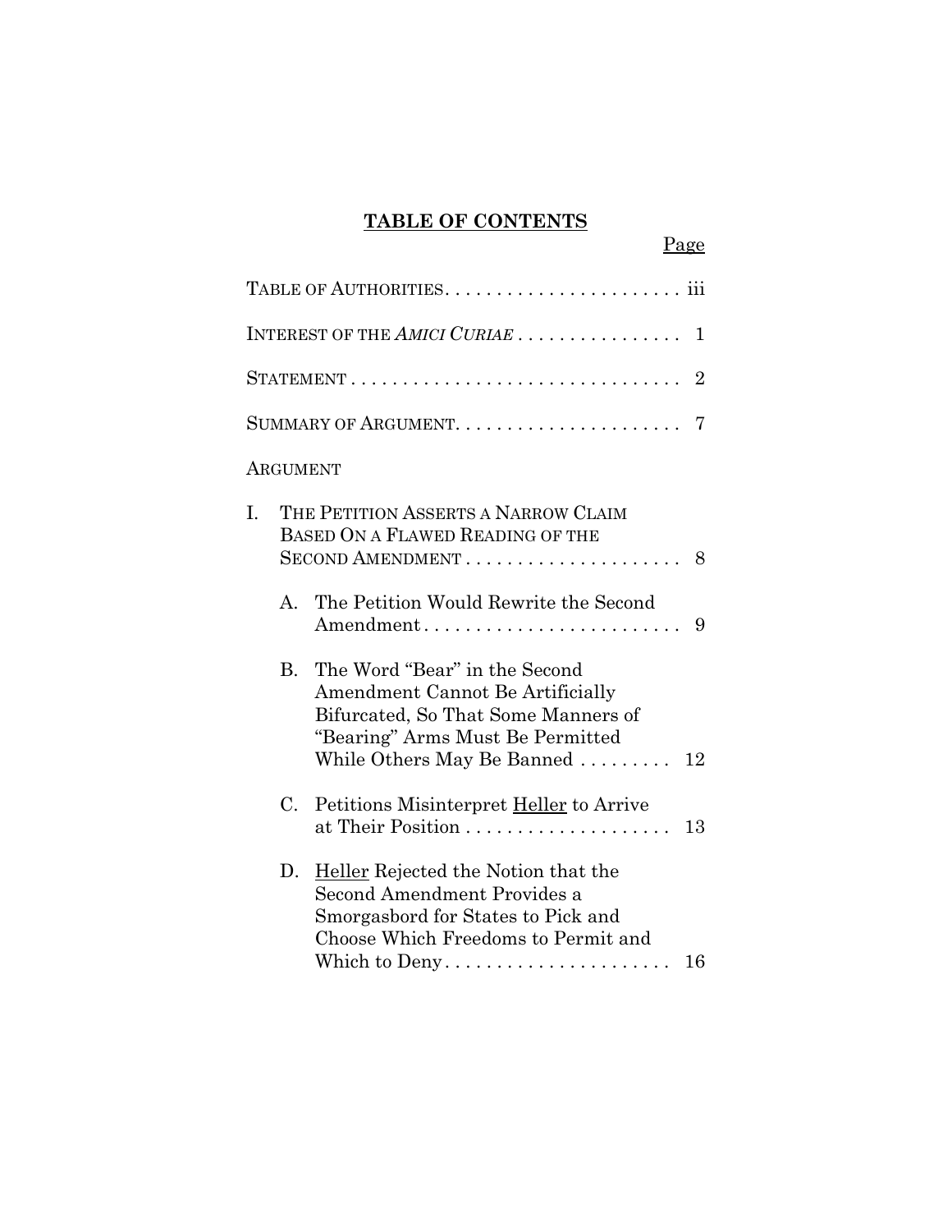# TABLE OF CONTENTS

Page

TABLE OF AUTHORITIES . . . . . . . . . . . . . . . . . . . . . . . iii

INTEREST OF THE *AMICI CURIAE* . . . . . . . . . . . . . . . . 1

STATEMENT . . . . . . . . . . . . . . . . . . . . . . . . . . . . . . . 2

SUMMARY OF ARGUMENT . . . . . . . . . . . . . . . . . . . . . . 7

ARGUMENT

I. THE PETITION ASSERTS A NARROW CLAIM BASED ON A FLAWED READING OF THE SECOND AMENDMENT . . . . . . . . . . . . . . . . . . . . . 8

   A. The Petition Would Rewrite the Second Amendment . . . . . . . . . . . . . . . . . . . . . . . . . 9

   B. The Word "Bear" in the Second Amendment Cannot Be Artificially Bifurcated, So That Some Manners of "Bearing" Arms Must Be Permitted While Others May Be Banned . . . . . . . . . 12

   C. Petitions Misinterpret Heller to Arrive at Their Position . . . . . . . . . . . . . . . . . . . . 13

   D. Heller Rejected the Notion that the Second Amendment Provides a Smorgasbord for States to Pick and Choose Which Freedoms to Permit and Which to Deny . . . . . . . . . . . . . . . . . . . . . . 16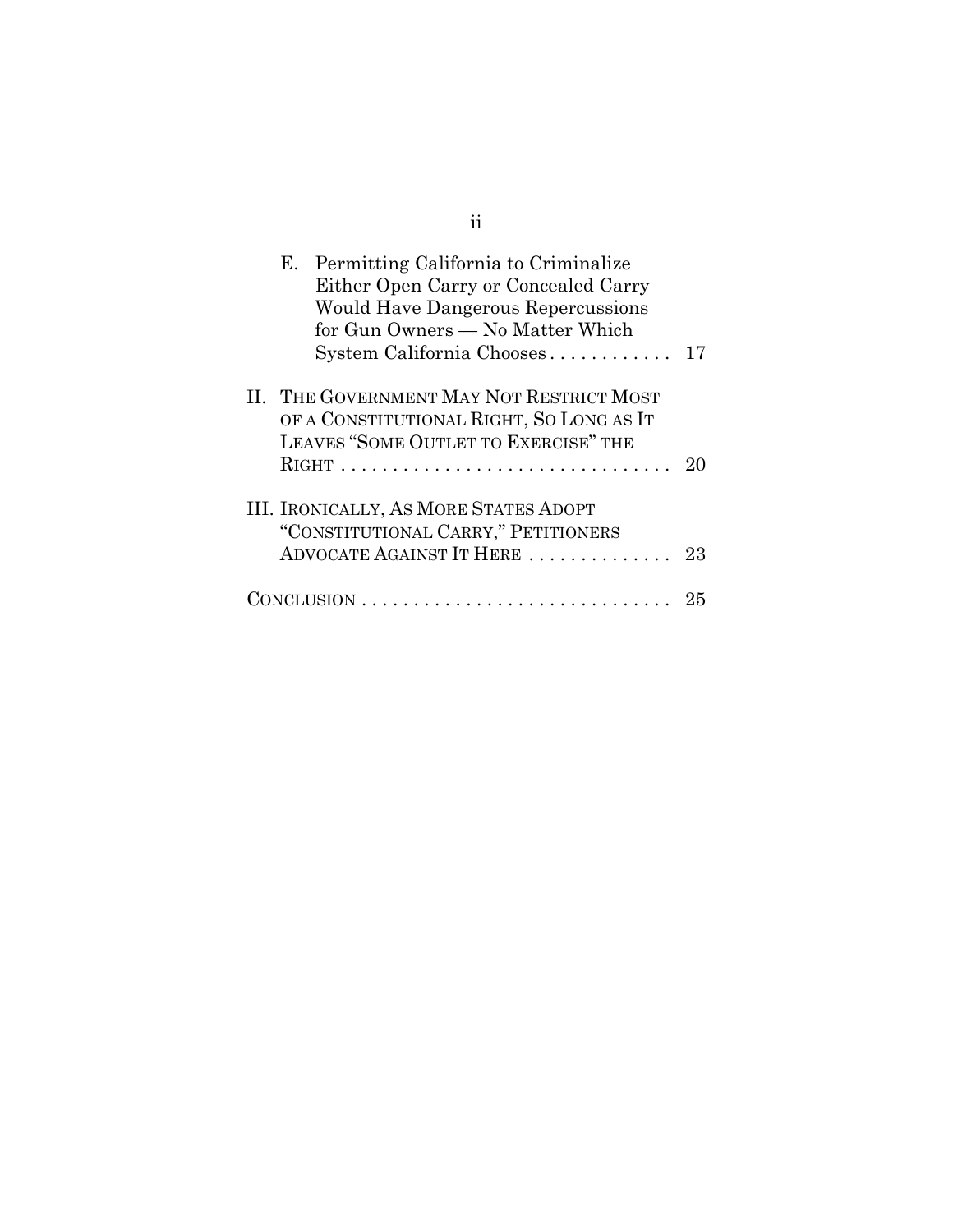E. Permitting California to Criminalize Either Open Carry or Concealed Carry Would Have Dangerous Repercussions for Gun Owners — No Matter Which System California Chooses . . . . . . . . . . . . 17

II. THE GOVERNMENT MAY NOT RESTRICT MOST OF A CONSTITUTIONAL RIGHT, SO LONG AS IT LEAVES "SOME OUTLET TO EXERCISE" THE RIGHT . . . . . . . . . . . . . . . . . . . . . . . . . . . . . . . . 20

III. IRONICALLY, AS MORE STATES ADOPT "CONSTITUTIONAL CARRY," PETITIONERS ADVOCATE AGAINST IT HERE . . . . . . . . . . . . . . 23

CONCLUSION . . . . . . . . . . . . . . . . . . . . . . . . . . . . . . 25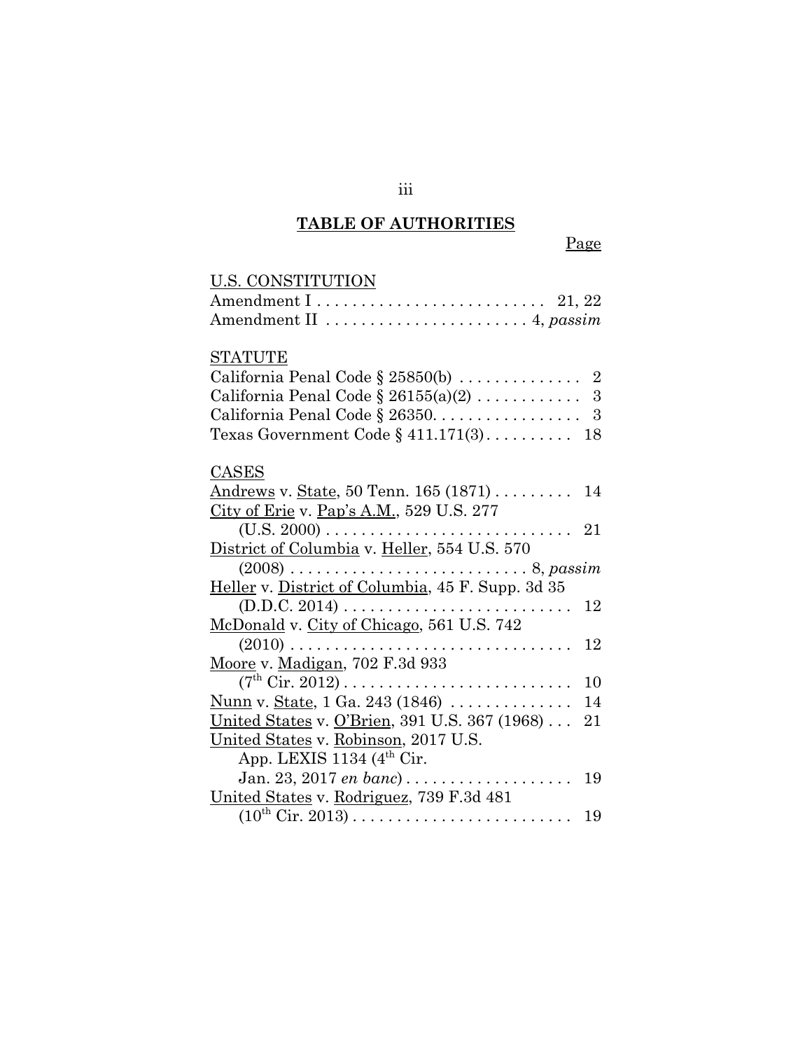# TABLE OF AUTHORITIES

Page

U.S. CONSTITUTION

Amendment I . . . . . . . . . . . . . . . . . . . . . . . . . 21, 22
Amendment II . . . . . . . . . . . . . . . . . . . . . . . 4, *passim*

STATUTE

California Penal Code § 25850(b) . . . . . . . . . . . . . . 2
California Penal Code § 26155(a)(2) . . . . . . . . . . . . 3
California Penal Code § 26350. . . . . . . . . . . . . . . . . 3
Texas Government Code § 411.171(3). . . . . . . . . . 18

CASES

Andrews v. State, 50 Tenn. 165 (1871) . . . . . . . . . 14
City of Erie v. Pap's A.M., 529 U.S. 277 (U.S. 2000) . . . . . . . . . . . . . . . . . . . . . . . . . . . . 21
District of Columbia v. Heller, 554 U.S. 570 (2008) . . . . . . . . . . . . . . . . . . . . . . . . . . . 8, *passim*
Heller v. District of Columbia, 45 F. Supp. 3d 35 (D.D.C. 2014) . . . . . . . . . . . . . . . . . . . . . . . . . . 12
McDonald v. City of Chicago, 561 U.S. 742 (2010) . . . . . . . . . . . . . . . . . . . . . . . . . . . . . . . . 12
Moore v. Madigan, 702 F.3d 933 (7th Cir. 2012) . . . . . . . . . . . . . . . . . . . . . . . . . . 10
Nunn v. State, 1 Ga. 243 (1846) . . . . . . . . . . . . . . 14
United States v. O'Brien, 391 U.S. 367 (1968) . . . 21
United States v. Robinson, 2017 U.S. App. LEXIS 1134 (4th Cir. Jan. 23, 2017 *en banc*) . . . . . . . . . . . . . . . . . . . 19
United States v. Rodriguez, 739 F.3d 481 (10th Cir. 2013) . . . . . . . . . . . . . . . . . . . . . . . . . 19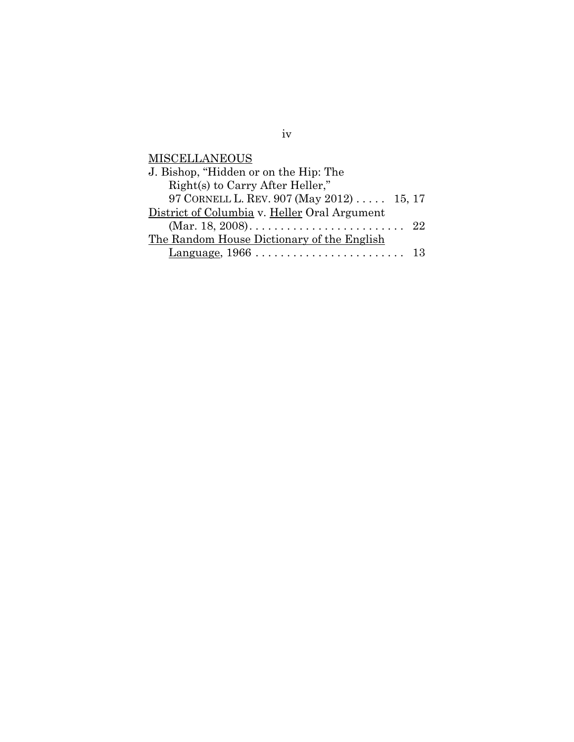MISCELLANEOUS

J. Bishop, "Hidden or on the Hip: The Right(s) to Carry After Heller," 97 CORNELL L. REV. 907 (May 2012) . . . . . 15, 17

District of Columbia v. Heller Oral Argument (Mar. 18, 2008). . . . . . . . . . . . . . . . . . . . . . . . . 22

The Random House Dictionary of the English Language, 1966 . . . . . . . . . . . . . . . . . . . . . . . . 13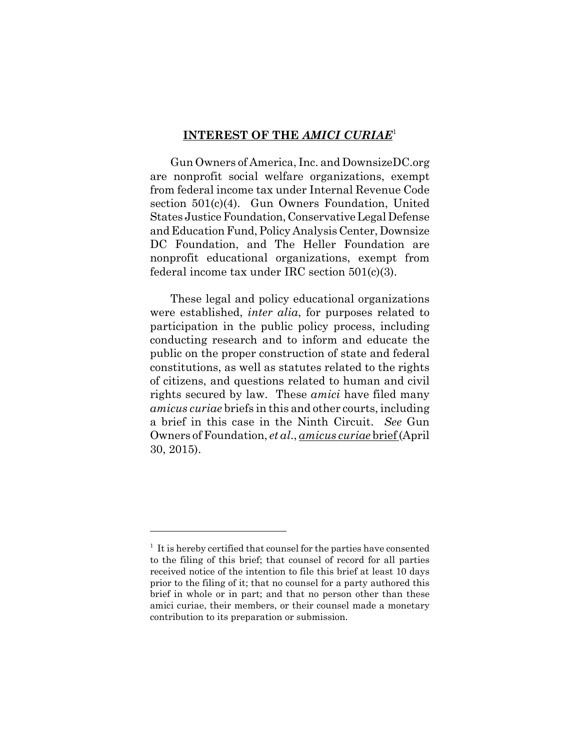## INTEREST OF THE *AMICI CURIAE*[1]

Gun Owners of America, Inc. and DownsizeDC.org are nonprofit social welfare organizations, exempt from federal income tax under Internal Revenue Code section 501(c)(4). Gun Owners Foundation, United States Justice Foundation, Conservative Legal Defense and Education Fund, Policy Analysis Center, Downsize DC Foundation, and The Heller Foundation are nonprofit educational organizations, exempt from federal income tax under IRC section 501(c)(3).

These legal and policy educational organizations were established, *inter alia*, for purposes related to participation in the public policy process, including conducting research and to inform and educate the public on the proper construction of state and federal constitutions, as well as statutes related to the rights of citizens, and questions related to human and civil rights secured by law. These *amici* have filed many *amicus curiae* briefs in this and other courts, including a brief in this case in the Ninth Circuit. *See* Gun Owners of Foundation, *et al*., *amicus curiae* brief (April 30, 2015).

---

[1] It is hereby certified that counsel for the parties have consented to the filing of this brief; that counsel of record for all parties received notice of the intention to file this brief at least 10 days prior to the filing of it; that no counsel for a party authored this brief in whole or in part; and that no person other than these amici curiae, their members, or their counsel made a monetary contribution to its preparation or submission.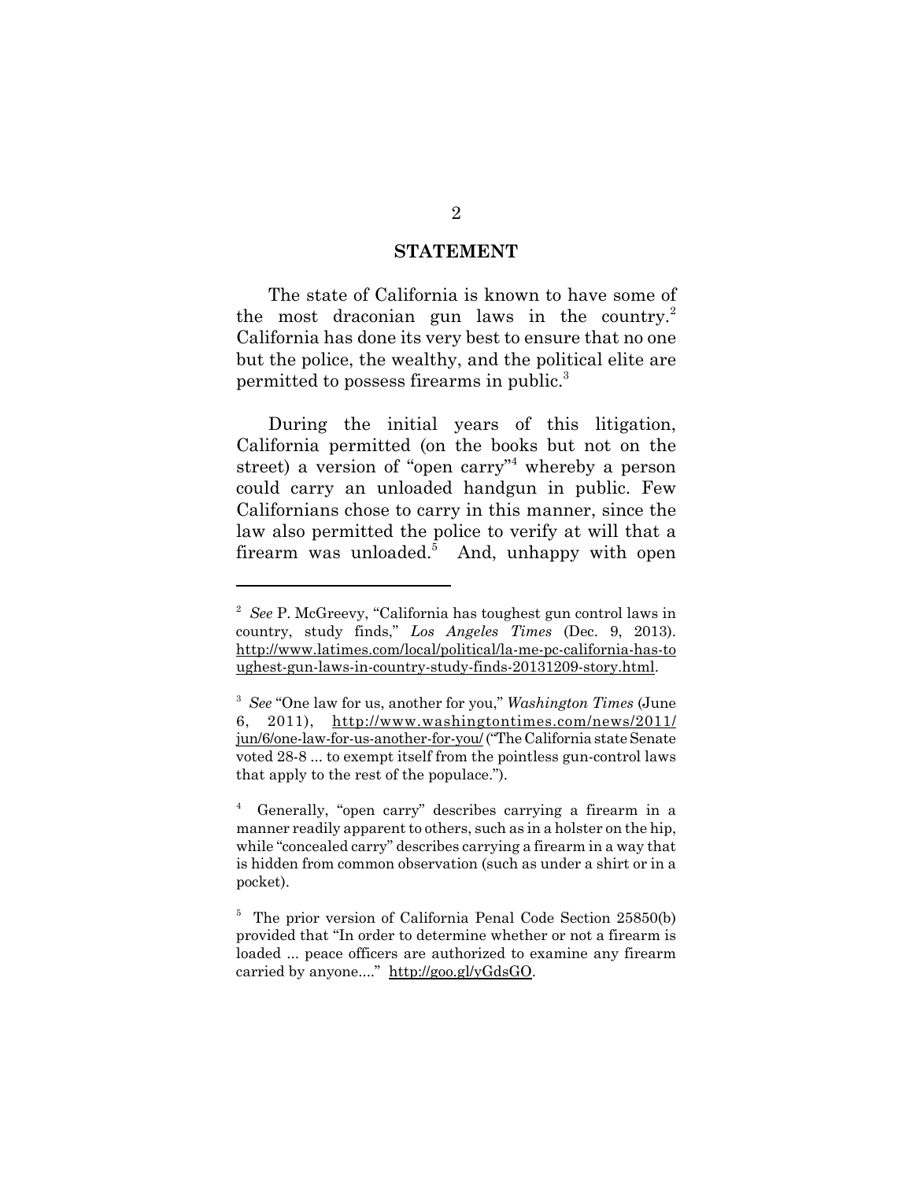## STATEMENT

The state of California is known to have some of the most draconian gun laws in the country.[2] California has done its very best to ensure that no one but the police, the wealthy, and the political elite are permitted to possess firearms in public.[3]

During the initial years of this litigation, California permitted (on the books but not on the street) a version of "open carry"[4] whereby a person could carry an unloaded handgun in public. Few Californians chose to carry in this manner, since the law also permitted the police to verify at will that a firearm was unloaded.[5] And, unhappy with open

---

[2] *See* P. McGreevy, "California has toughest gun control laws in country, study finds," *Los Angeles Times* (Dec. 9, 2013). http://www.latimes.com/local/political/la-me-pc-california-has-toughest-gun-laws-in-country-study-finds-20131209-story.html.

[3] *See* "One law for us, another for you," *Washington Times* (June 6, 2011), http://www.washingtontimes.com/news/2011/jun/6/one-law-for-us-another-for-you/ ("The California state Senate voted 28-8 ... to exempt itself from the pointless gun-control laws that apply to the rest of the populace.").

[4] Generally, "open carry" describes carrying a firearm in a manner readily apparent to others, such as in a holster on the hip, while "concealed carry" describes carrying a firearm in a way that is hidden from common observation (such as under a shirt or in a pocket).

[5] The prior version of California Penal Code Section 25850(b) provided that "In order to determine whether or not a firearm is loaded ... peace officers are authorized to examine any firearm carried by anyone...." http://goo.gl/yGdsGO.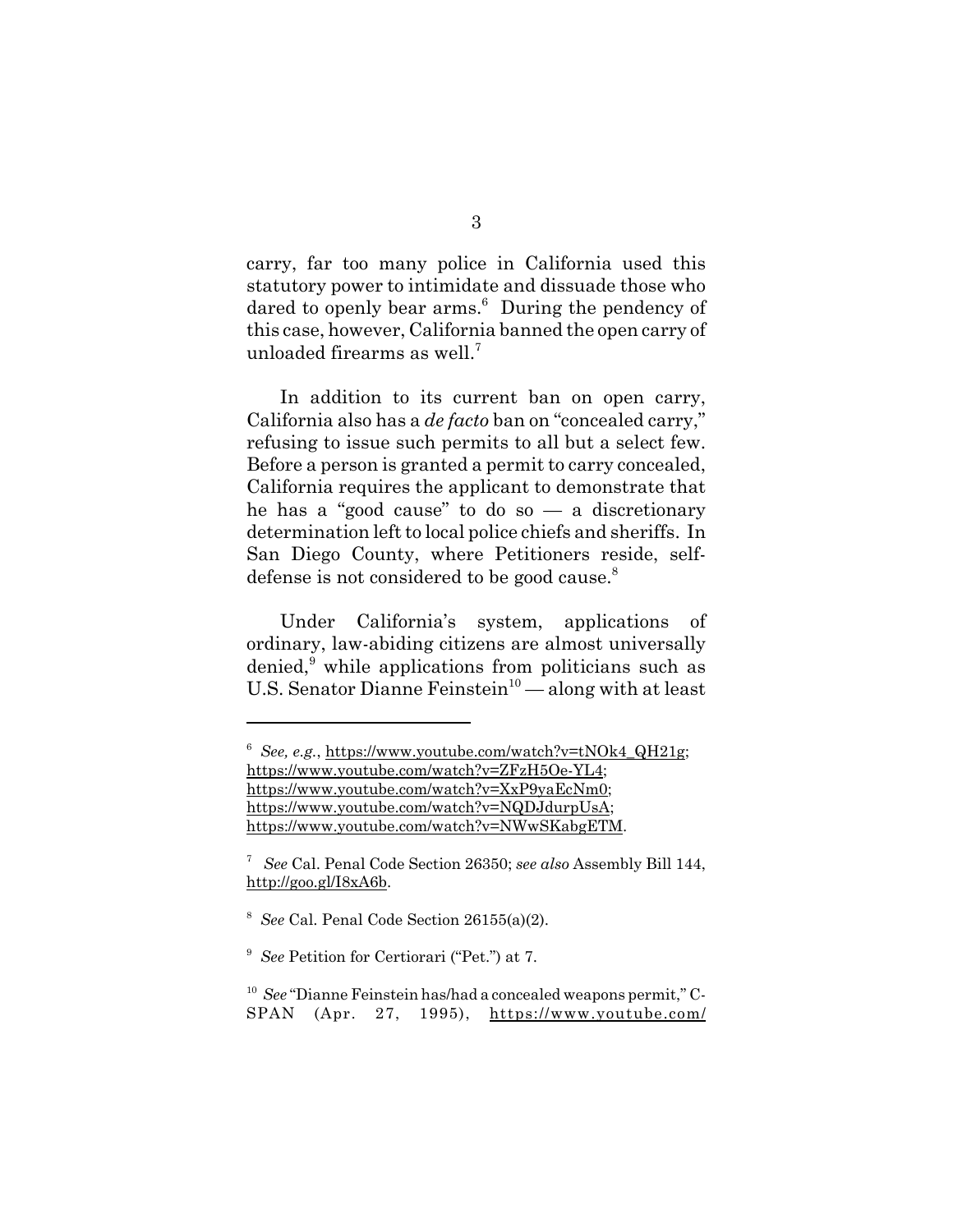carry, far too many police in California used this statutory power to intimidate and dissuade those who dared to openly bear arms.[6] During the pendency of this case, however, California banned the open carry of unloaded firearms as well.[7]

In addition to its current ban on open carry, California also has a *de facto* ban on "concealed carry," refusing to issue such permits to all but a select few. Before a person is granted a permit to carry concealed, California requires the applicant to demonstrate that he has a "good cause" to do so — a discretionary determination left to local police chiefs and sheriffs. In San Diego County, where Petitioners reside, self-defense is not considered to be good cause.[8]

Under California's system, applications of ordinary, law-abiding citizens are almost universally denied,[9] while applications from politicians such as U.S. Senator Dianne Feinstein[10] — along with at least

---

[6] *See, e.g.*, https://www.youtube.com/watch?v=tNOk4_QH21g; https://www.youtube.com/watch?v=ZFzH5Oe-YL4; https://www.youtube.com/watch?v=XxP9yaEcNm0; https://www.youtube.com/watch?v=NQDJdurpUsA; https://www.youtube.com/watch?v=NWwSKabgETM.

[7] *See* Cal. Penal Code Section 26350; *see also* Assembly Bill 144, http://goo.gl/I8xA6b.

[8] *See* Cal. Penal Code Section 26155(a)(2).

[9] *See* Petition for Certiorari ("Pet.") at 7.

[10] *See* "Dianne Feinstein has/had a concealed weapons permit," C-SPAN (Apr. 27, 1995), https://www.youtube.com/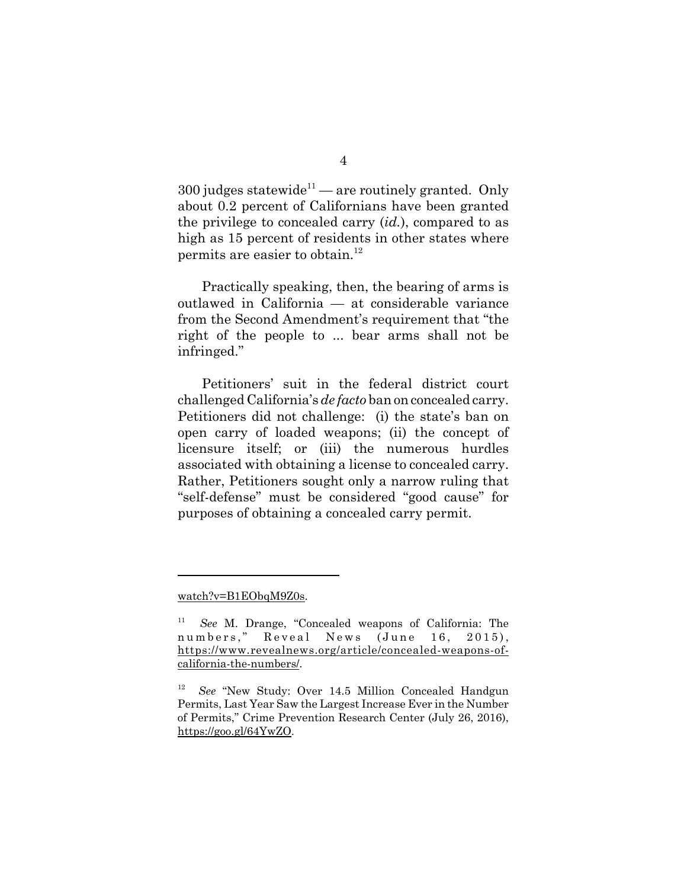300 judges statewide[11] — are routinely granted. Only about 0.2 percent of Californians have been granted the privilege to concealed carry (*id.*), compared to as high as 15 percent of residents in other states where permits are easier to obtain.[12]

Practically speaking, then, the bearing of arms is outlawed in California — at considerable variance from the Second Amendment's requirement that "the right of the people to ... bear arms shall not be infringed."

Petitioners' suit in the federal district court challenged California's *de facto* ban on concealed carry. Petitioners did not challenge: (i) the state's ban on open carry of loaded weapons; (ii) the concept of licensure itself; or (iii) the numerous hurdles associated with obtaining a license to concealed carry. Rather, Petitioners sought only a narrow ruling that "self-defense" must be considered "good cause" for purposes of obtaining a concealed carry permit.

---

watch?v=B1EObqM9Z0s.

[11] *See* M. Drange, "Concealed weapons of California: The numbers," Reveal News (June 16, 2015), https://www.revealnews.org/article/concealed-weapons-of-california-the-numbers/.

[12] *See* "New Study: Over 14.5 Million Concealed Handgun Permits, Last Year Saw the Largest Increase Ever in the Number of Permits," Crime Prevention Research Center (July 26, 2016), https://goo.gl/64YwZO.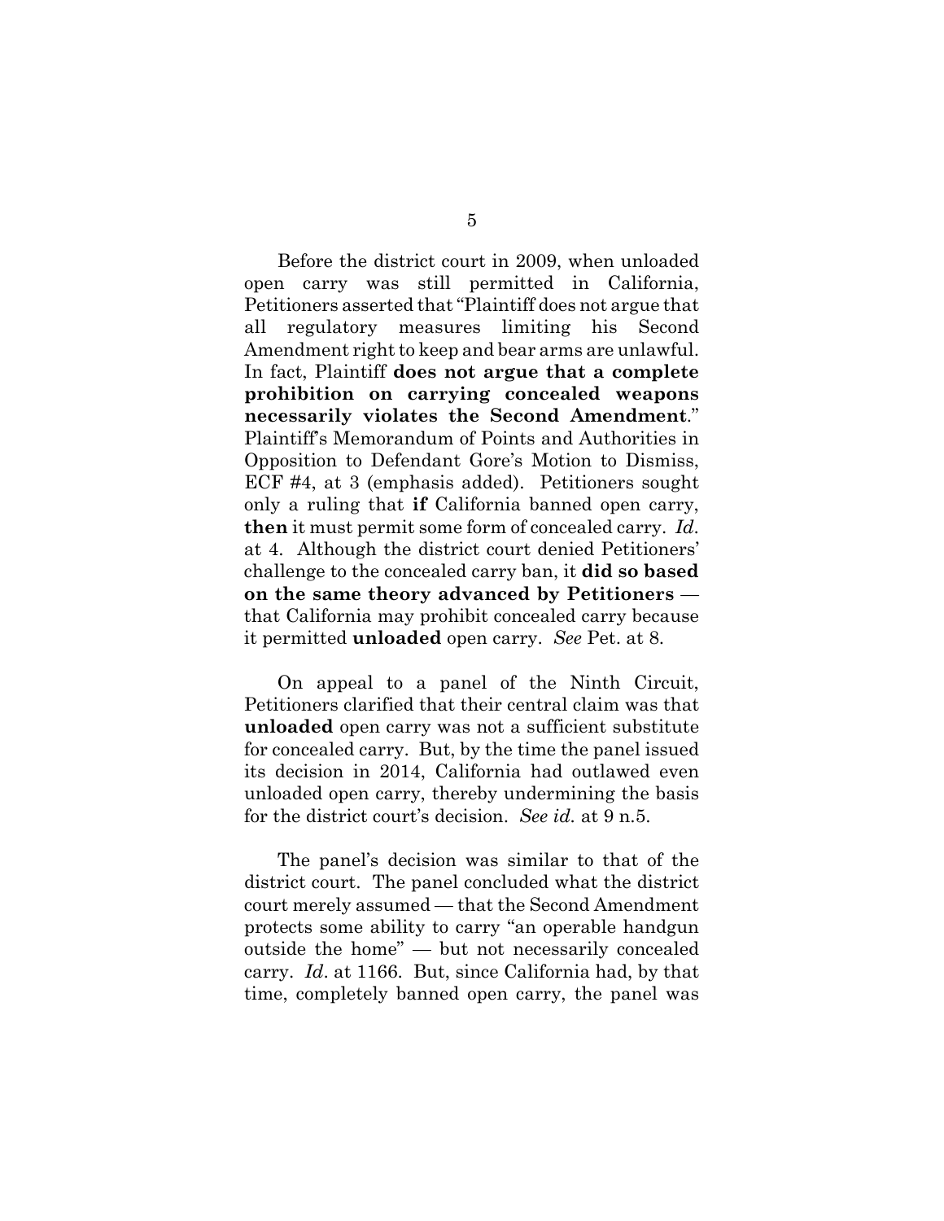Before the district court in 2009, when unloaded open carry was still permitted in California, Petitioners asserted that "Plaintiff does not argue that all regulatory measures limiting his Second Amendment right to keep and bear arms are unlawful. In fact, Plaintiff **does not argue that a complete prohibition on carrying concealed weapons necessarily violates the Second Amendment**." Plaintiff's Memorandum of Points and Authorities in Opposition to Defendant Gore's Motion to Dismiss, ECF #4, at 3 (emphasis added). Petitioners sought only a ruling that **if** California banned open carry, **then** it must permit some form of concealed carry. *Id.* at 4. Although the district court denied Petitioners' challenge to the concealed carry ban, it **did so based on the same theory advanced by Petitioners** — that California may prohibit concealed carry because it permitted **unloaded** open carry. *See* Pet. at 8.

On appeal to a panel of the Ninth Circuit, Petitioners clarified that their central claim was that **unloaded** open carry was not a sufficient substitute for concealed carry. But, by the time the panel issued its decision in 2014, California had outlawed even unloaded open carry, thereby undermining the basis for the district court's decision. *See id.* at 9 n.5.

The panel's decision was similar to that of the district court. The panel concluded what the district court merely assumed — that the Second Amendment protects some ability to carry "an operable handgun outside the home" — but not necessarily concealed carry. *Id.* at 1166. But, since California had, by that time, completely banned open carry, the panel was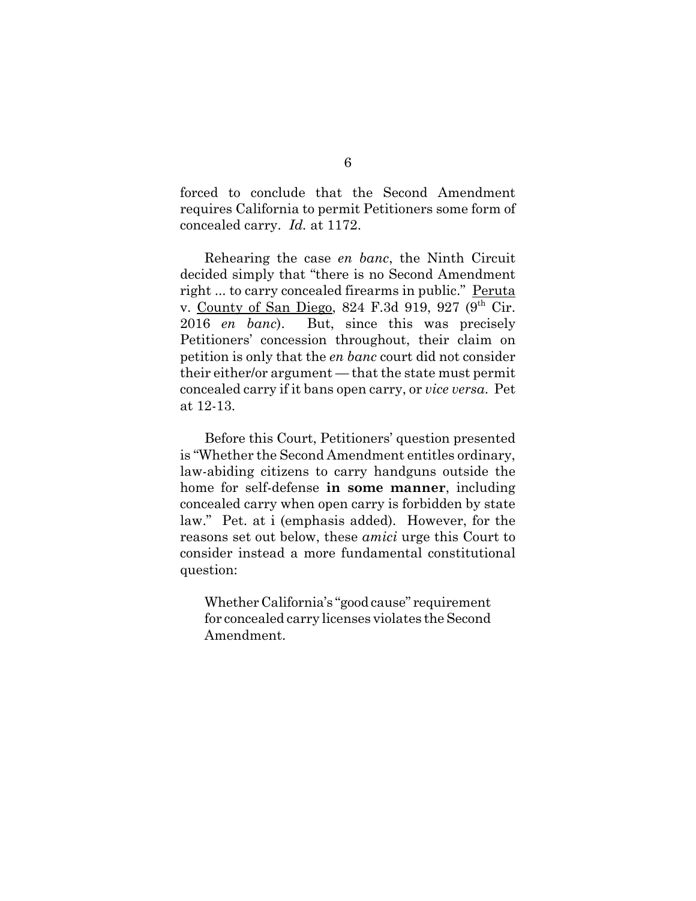forced to conclude that the Second Amendment requires California to permit Petitioners some form of concealed carry. *Id.* at 1172.

Rehearing the case *en banc*, the Ninth Circuit decided simply that "there is no Second Amendment right ... to carry concealed firearms in public." Peruta v. County of San Diego, 824 F.3d 919, 927 (9th Cir. 2016 *en banc*). But, since this was precisely Petitioners' concession throughout, their claim on petition is only that the *en banc* court did not consider their either/or argument — that the state must permit concealed carry if it bans open carry, or *vice versa*. Pet at 12-13.

Before this Court, Petitioners' question presented is "Whether the Second Amendment entitles ordinary, law-abiding citizens to carry handguns outside the home for self-defense **in some manner**, including concealed carry when open carry is forbidden by state law." Pet. at i (emphasis added). However, for the reasons set out below, these *amici* urge this Court to consider instead a more fundamental constitutional question:

> Whether California's "good cause" requirement for concealed carry licenses violates the Second Amendment.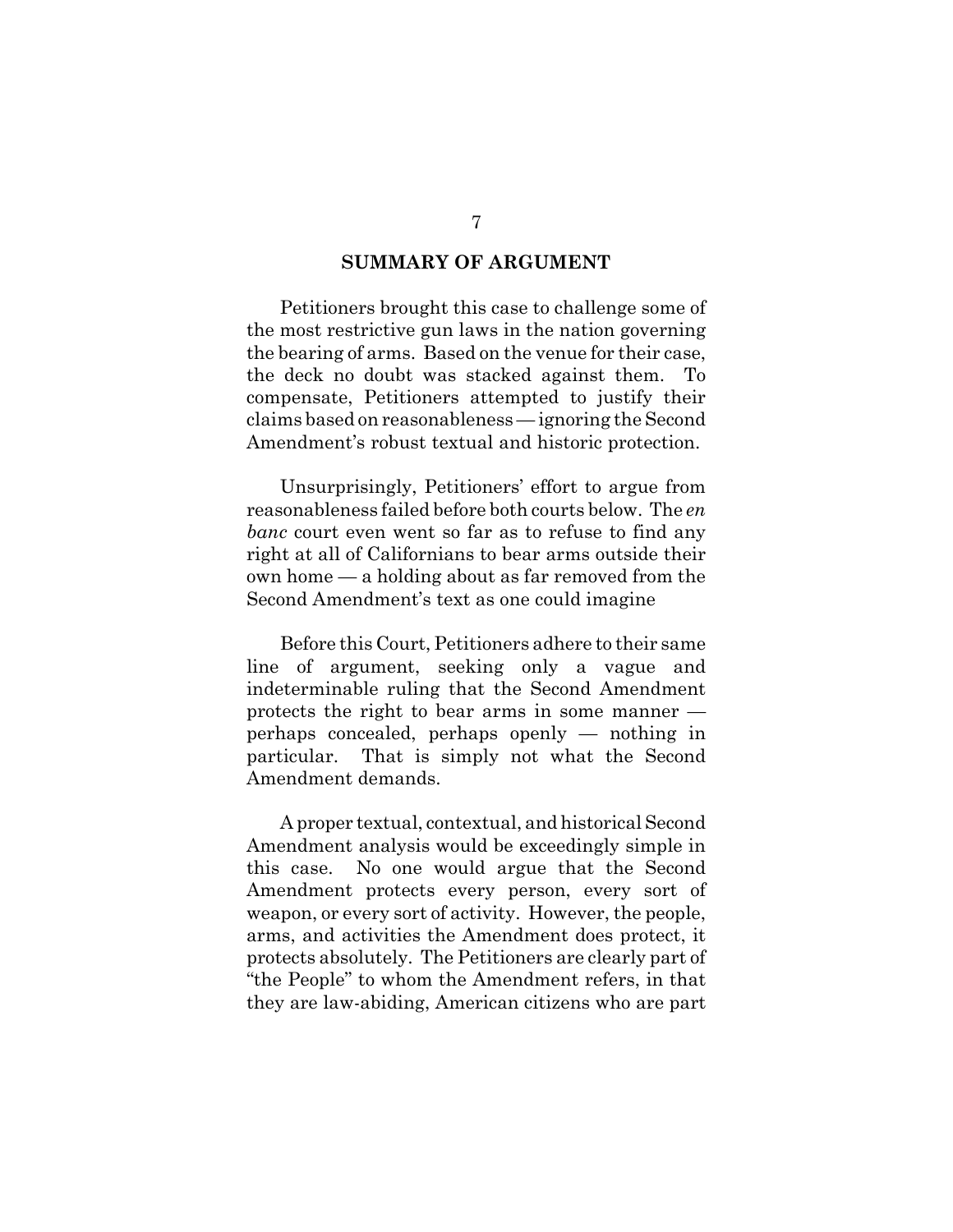## SUMMARY OF ARGUMENT

Petitioners brought this case to challenge some of the most restrictive gun laws in the nation governing the bearing of arms. Based on the venue for their case, the deck no doubt was stacked against them. To compensate, Petitioners attempted to justify their claims based on reasonableness — ignoring the Second Amendment's robust textual and historic protection.

Unsurprisingly, Petitioners' effort to argue from reasonableness failed before both courts below. The *en banc* court even went so far as to refuse to find any right at all of Californians to bear arms outside their own home — a holding about as far removed from the Second Amendment's text as one could imagine

Before this Court, Petitioners adhere to their same line of argument, seeking only a vague and indeterminable ruling that the Second Amendment protects the right to bear arms in some manner — perhaps concealed, perhaps openly — nothing in particular. That is simply not what the Second Amendment demands.

A proper textual, contextual, and historical Second Amendment analysis would be exceedingly simple in this case. No one would argue that the Second Amendment protects every person, every sort of weapon, or every sort of activity. However, the people, arms, and activities the Amendment does protect, it protects absolutely. The Petitioners are clearly part of "the People" to whom the Amendment refers, in that they are law-abiding, American citizens who are part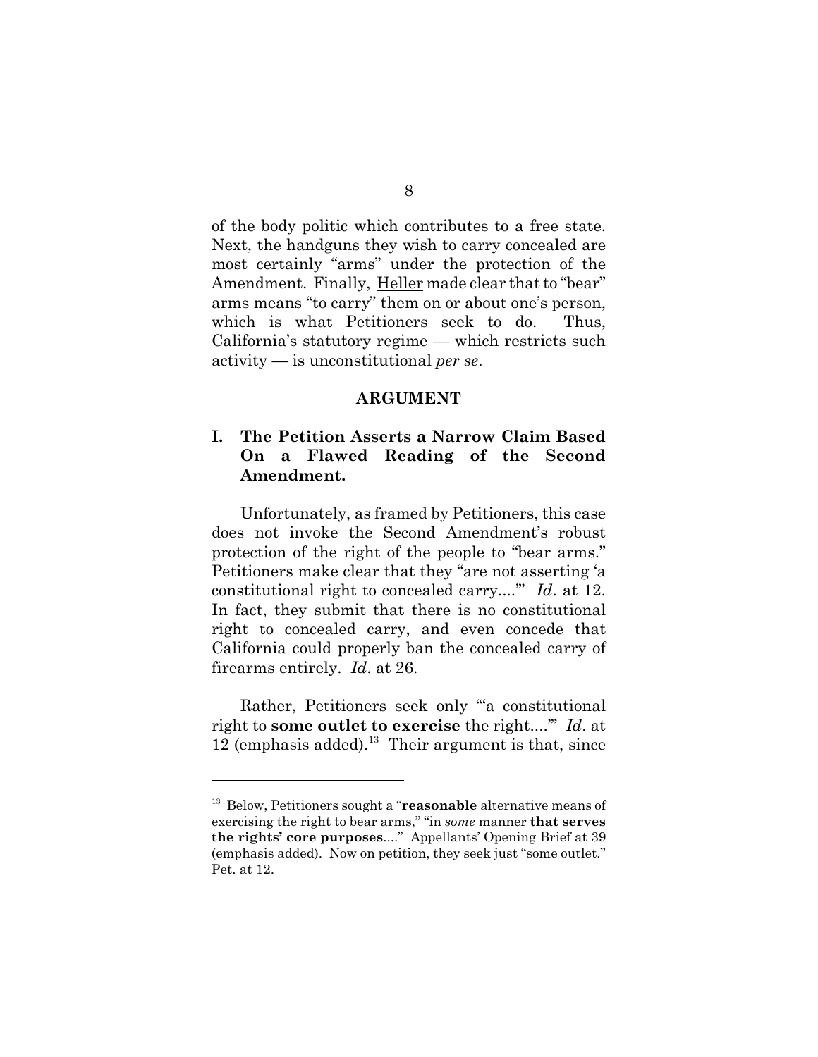of the body politic which contributes to a free state. Next, the handguns they wish to carry concealed are most certainly "arms" under the protection of the Amendment. Finally, Heller made clear that to "bear" arms means "to carry" them on or about one's person, which is what Petitioners seek to do. Thus, California's statutory regime — which restricts such activity — is unconstitutional *per se*.

## ARGUMENT

### I. The Petition Asserts a Narrow Claim Based On a Flawed Reading of the Second Amendment.

Unfortunately, as framed by Petitioners, this case does not invoke the Second Amendment's robust protection of the right of the people to "bear arms." Petitioners make clear that they "are not asserting 'a constitutional right to concealed carry....'" *Id*. at 12. In fact, they submit that there is no constitutional right to concealed carry, and even concede that California could properly ban the concealed carry of firearms entirely. *Id*. at 26.

Rather, Petitioners seek only "'a constitutional right to **some outlet to exercise** the right....'" *Id*. at 12 (emphasis added).[13] Their argument is that, since

---

[13] Below, Petitioners sought a "**reasonable** alternative means of exercising the right to bear arms," "in *some* manner **that serves the rights' core purposes**...." Appellants' Opening Brief at 39 (emphasis added). Now on petition, they seek just "some outlet." Pet. at 12.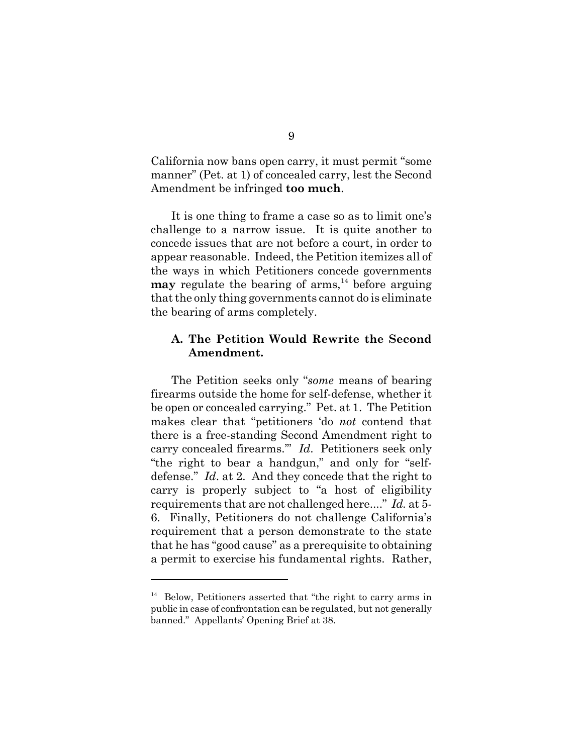California now bans open carry, it must permit "some manner" (Pet. at 1) of concealed carry, lest the Second Amendment be infringed **too much**.

It is one thing to frame a case so as to limit one's challenge to a narrow issue. It is quite another to concede issues that are not before a court, in order to appear reasonable. Indeed, the Petition itemizes all of the ways in which Petitioners concede governments **may** regulate the bearing of arms,[14] before arguing that the only thing governments cannot do is eliminate the bearing of arms completely.

### A. The Petition Would Rewrite the Second Amendment.

The Petition seeks only "*some* means of bearing firearms outside the home for self-defense, whether it be open or concealed carrying." Pet. at 1. The Petition makes clear that "petitioners 'do *not* contend that there is a free-standing Second Amendment right to carry concealed firearms.'" *Id*. Petitioners seek only "the right to bear a handgun," and only for "self-defense." *Id*. at 2. And they concede that the right to carry is properly subject to "a host of eligibility requirements that are not challenged here...." *Id.* at 5-6. Finally, Petitioners do not challenge California's requirement that a person demonstrate to the state that he has "good cause" as a prerequisite to obtaining a permit to exercise his fundamental rights. Rather,

---

[14] Below, Petitioners asserted that "the right to carry arms in public in case of confrontation can be regulated, but not generally banned." Appellants' Opening Brief at 38.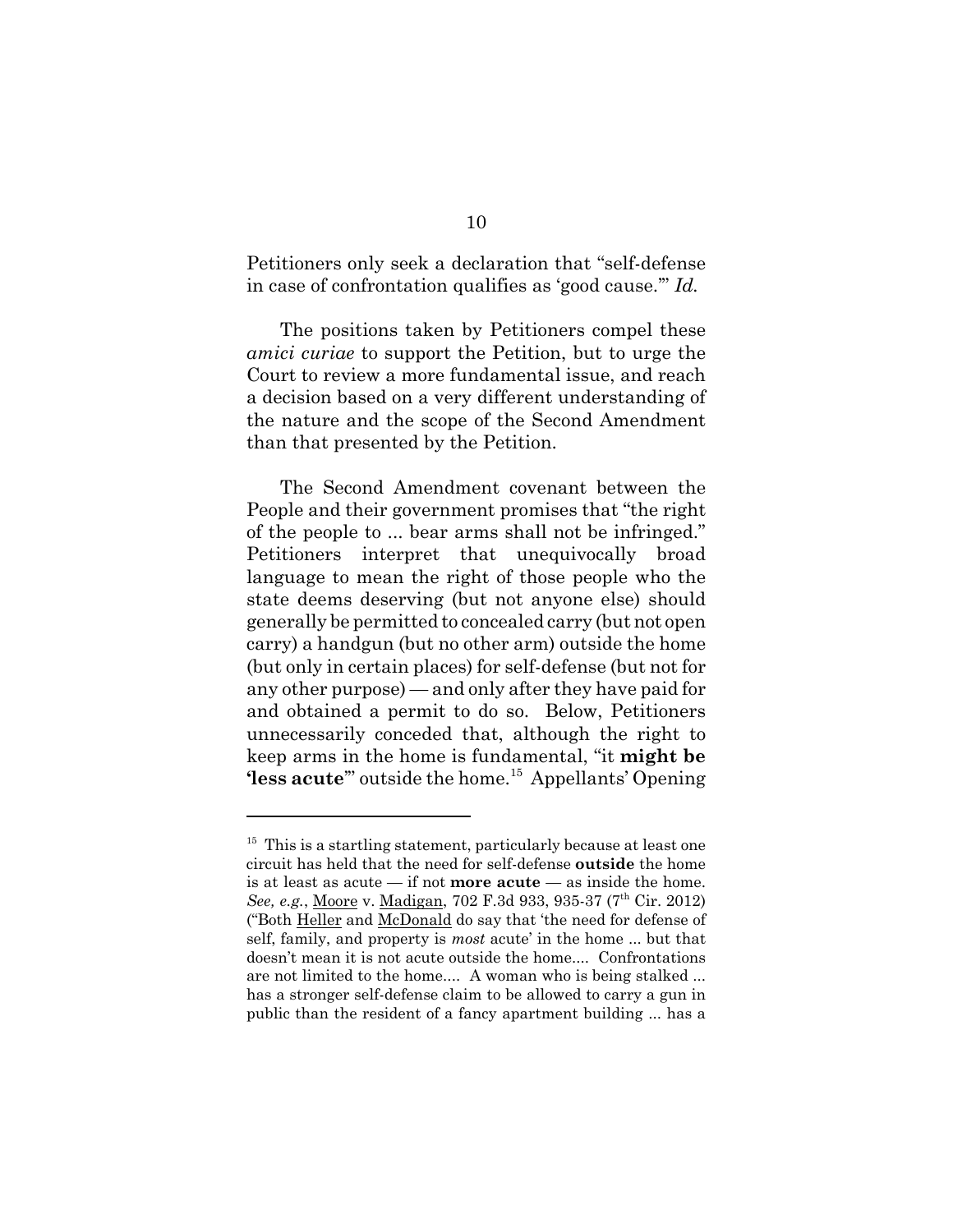Petitioners only seek a declaration that "self-defense in case of confrontation qualifies as 'good cause.'" *Id.*

The positions taken by Petitioners compel these *amici curiae* to support the Petition, but to urge the Court to review a more fundamental issue, and reach a decision based on a very different understanding of the nature and the scope of the Second Amendment than that presented by the Petition.

The Second Amendment covenant between the People and their government promises that "the right of the people to ... bear arms shall not be infringed." Petitioners interpret that unequivocally broad language to mean the right of those people who the state deems deserving (but not anyone else) should generally be permitted to concealed carry (but not open carry) a handgun (but no other arm) outside the home (but only in certain places) for self-defense (but not for any other purpose) — and only after they have paid for and obtained a permit to do so. Below, Petitioners unnecessarily conceded that, although the right to keep arms in the home is fundamental, "it **might be 'less acute**'" outside the home.[15] Appellants' Opening

---

[15] This is a startling statement, particularly because at least one circuit has held that the need for self-defense **outside** the home is at least as acute — if not **more acute** — as inside the home. *See, e.g.*, Moore v. Madigan, 702 F.3d 933, 935-37 (7th Cir. 2012) ("Both Heller and McDonald do say that 'the need for defense of self, family, and property is *most* acute' in the home ... but that doesn't mean it is not acute outside the home.... Confrontations are not limited to the home.... A woman who is being stalked ... has a stronger self-defense claim to be allowed to carry a gun in public than the resident of a fancy apartment building ... has a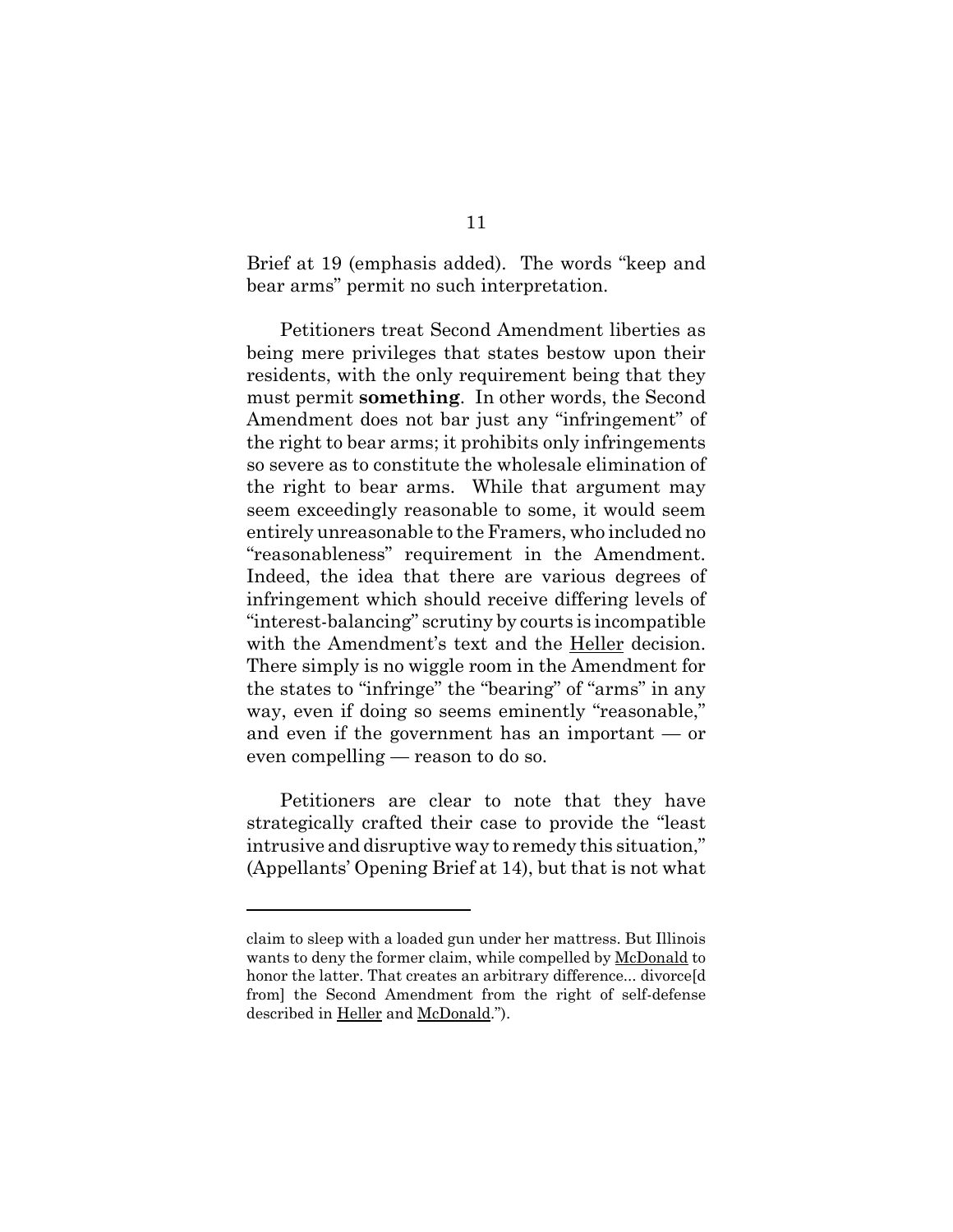Brief at 19 (emphasis added). The words "keep and bear arms" permit no such interpretation.

Petitioners treat Second Amendment liberties as being mere privileges that states bestow upon their residents, with the only requirement being that they must permit **something**. In other words, the Second Amendment does not bar just any "infringement" of the right to bear arms; it prohibits only infringements so severe as to constitute the wholesale elimination of the right to bear arms. While that argument may seem exceedingly reasonable to some, it would seem entirely unreasonable to the Framers, who included no "reasonableness" requirement in the Amendment. Indeed, the idea that there are various degrees of infringement which should receive differing levels of "interest-balancing" scrutiny by courts is incompatible with the Amendment's text and the Heller decision. There simply is no wiggle room in the Amendment for the states to "infringe" the "bearing" of "arms" in any way, even if doing so seems eminently "reasonable," and even if the government has an important — or even compelling — reason to do so.

Petitioners are clear to note that they have strategically crafted their case to provide the "least intrusive and disruptive way to remedy this situation," (Appellants' Opening Brief at 14), but that is not what

---

claim to sleep with a loaded gun under her mattress. But Illinois wants to deny the former claim, while compelled by McDonald to honor the latter. That creates an arbitrary difference... divorce[d from] the Second Amendment from the right of self-defense described in Heller and McDonald.").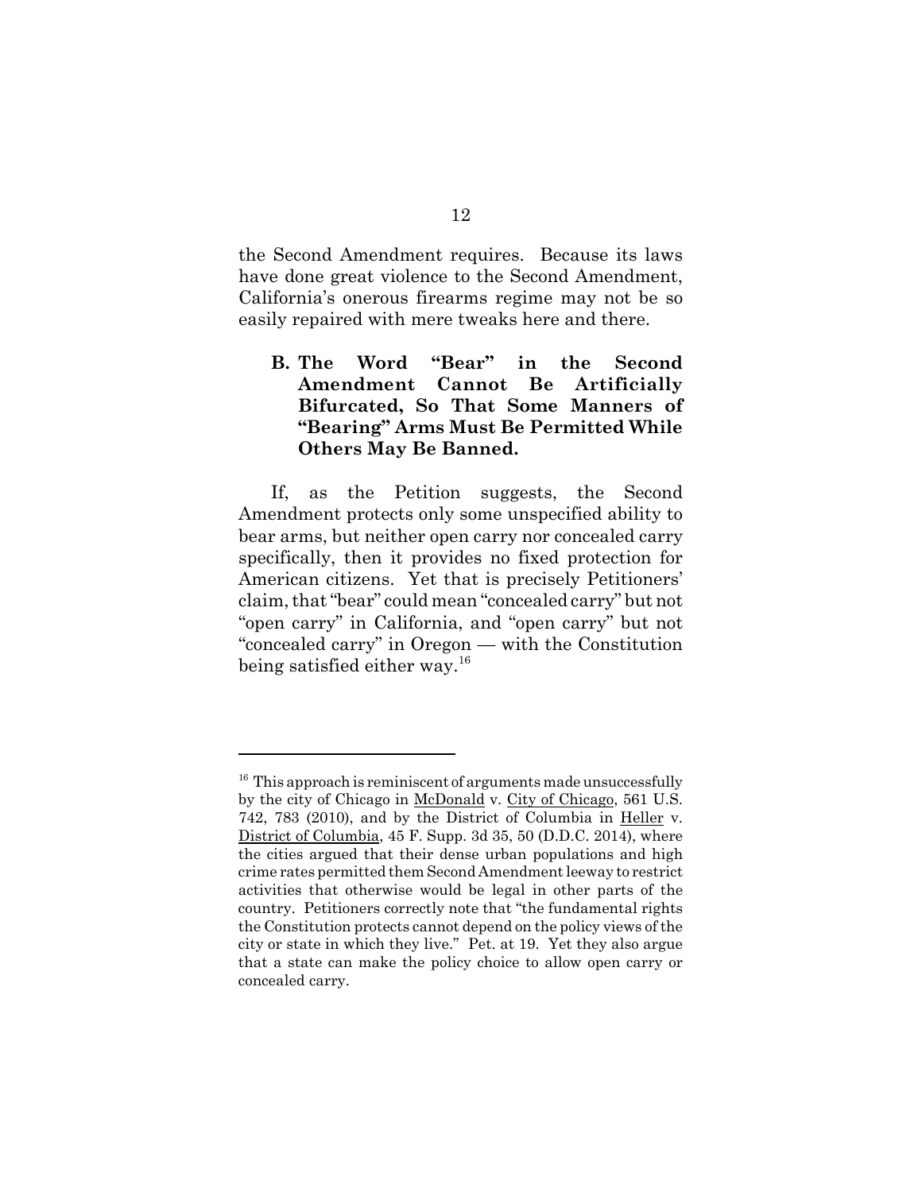the Second Amendment requires. Because its laws have done great violence to the Second Amendment, California's onerous firearms regime may not be so easily repaired with mere tweaks here and there.

### B. The Word "Bear" in the Second Amendment Cannot Be Artificially Bifurcated, So That Some Manners of "Bearing" Arms Must Be Permitted While Others May Be Banned.

If, as the Petition suggests, the Second Amendment protects only some unspecified ability to bear arms, but neither open carry nor concealed carry specifically, then it provides no fixed protection for American citizens. Yet that is precisely Petitioners' claim, that "bear" could mean "concealed carry" but not "open carry" in California, and "open carry" but not "concealed carry" in Oregon — with the Constitution being satisfied either way.[16]

---

[16] This approach is reminiscent of arguments made unsuccessfully by the city of Chicago in McDonald v. City of Chicago, 561 U.S. 742, 783 (2010), and by the District of Columbia in Heller v. District of Columbia, 45 F. Supp. 3d 35, 50 (D.D.C. 2014), where the cities argued that their dense urban populations and high crime rates permitted them Second Amendment leeway to restrict activities that otherwise would be legal in other parts of the country. Petitioners correctly note that "the fundamental rights the Constitution protects cannot depend on the policy views of the city or state in which they live." Pet. at 19. Yet they also argue that a state can make the policy choice to allow open carry or concealed carry.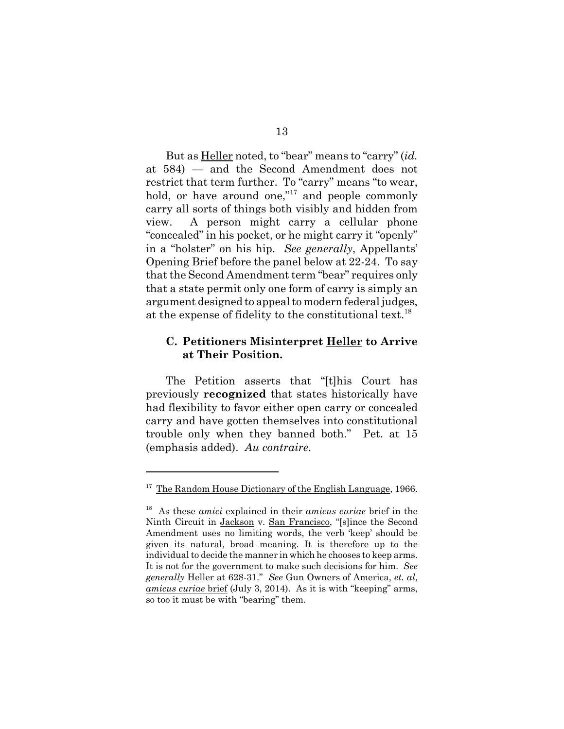But as Heller noted, to "bear" means to "carry" (*id.* at 584) — and the Second Amendment does not restrict that term further. To "carry" means "to wear, hold, or have around one,"[17] and people commonly carry all sorts of things both visibly and hidden from view. A person might carry a cellular phone "concealed" in his pocket, or he might carry it "openly" in a "holster" on his hip. *See generally*, Appellants' Opening Brief before the panel below at 22-24. To say that the Second Amendment term "bear" requires only that a state permit only one form of carry is simply an argument designed to appeal to modern federal judges, at the expense of fidelity to the constitutional text.[18]

### C. Petitioners Misinterpret Heller to Arrive at Their Position.

The Petition asserts that "[t]his Court has previously **recognized** that states historically have had flexibility to favor either open carry or concealed carry and have gotten themselves into constitutional trouble only when they banned both." Pet. at 15 (emphasis added). *Au contraire*.

---

[17] The Random House Dictionary of the English Language, 1966.

[18] As these *amici* explained in their *amicus curiae* brief in the Ninth Circuit in Jackson v. San Francisco, "[s]ince the Second Amendment uses no limiting words, the verb 'keep' should be given its natural, broad meaning. It is therefore up to the individual to decide the manner in which he chooses to keep arms. It is not for the government to make such decisions for him. *See generally* Heller at 628-31." *See* Gun Owners of America, *et. al*, *amicus curiae* brief (July 3, 2014). As it is with "keeping" arms, so too it must be with "bearing" them.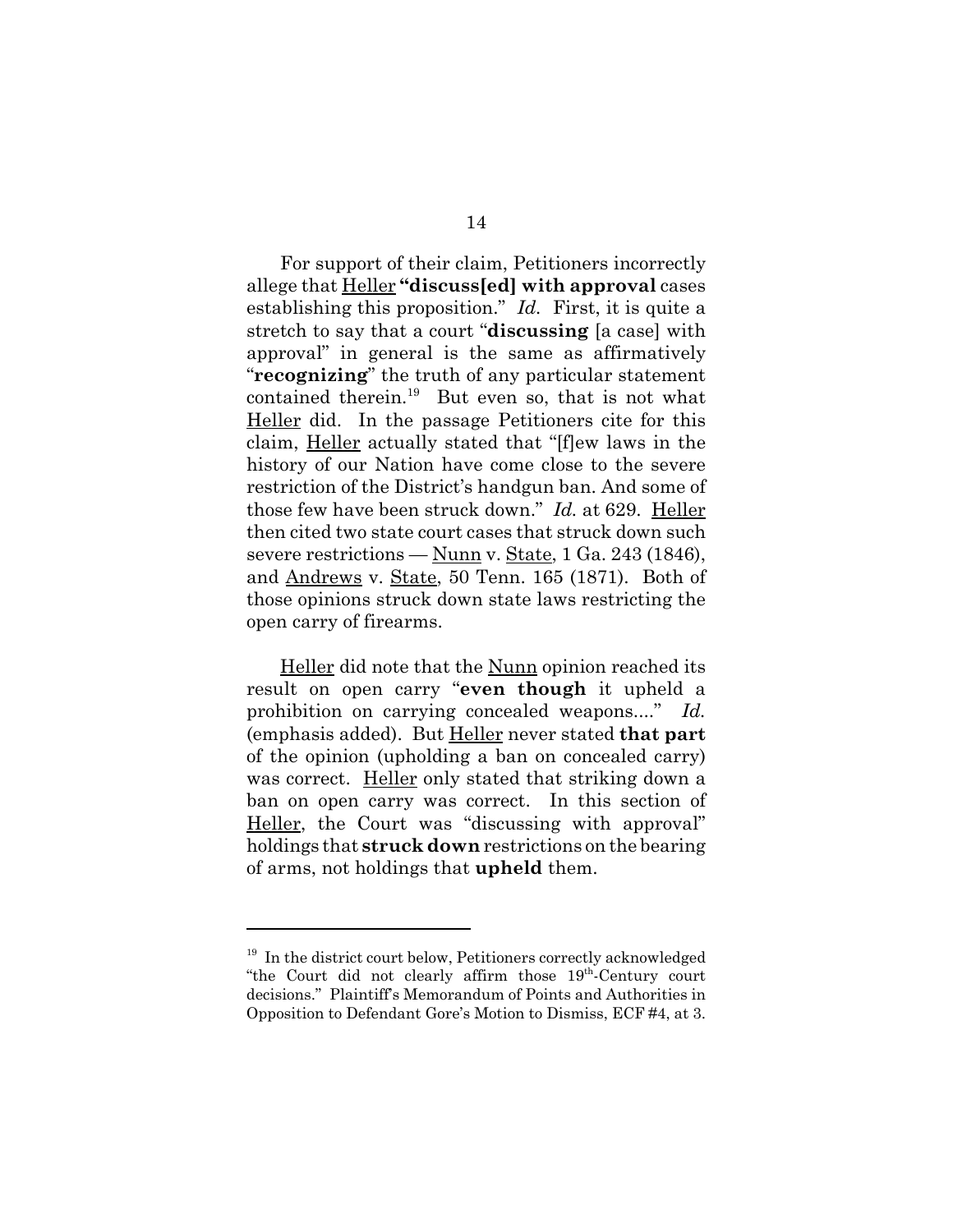For support of their claim, Petitioners incorrectly allege that Heller **"discuss[ed] with approval** cases establishing this proposition." *Id.* First, it is quite a stretch to say that a court "**discussing** [a case] with approval" in general is the same as affirmatively "**recognizing**" the truth of any particular statement contained therein.[19] But even so, that is not what Heller did. In the passage Petitioners cite for this claim, Heller actually stated that "[f]ew laws in the history of our Nation have come close to the severe restriction of the District's handgun ban. And some of those few have been struck down." *Id.* at 629. Heller then cited two state court cases that struck down such severe restrictions — Nunn v. State, 1 Ga. 243 (1846), and Andrews v. State, 50 Tenn. 165 (1871). Both of those opinions struck down state laws restricting the open carry of firearms.

Heller did note that the Nunn opinion reached its result on open carry "**even though** it upheld a prohibition on carrying concealed weapons...." *Id.* (emphasis added). But Heller never stated **that part** of the opinion (upholding a ban on concealed carry) was correct. Heller only stated that striking down a ban on open carry was correct. In this section of Heller, the Court was "discussing with approval" holdings that **struck down** restrictions on the bearing of arms, not holdings that **upheld** them.

---

[19] In the district court below, Petitioners correctly acknowledged "the Court did not clearly affirm those 19th-Century court decisions." Plaintiff's Memorandum of Points and Authorities in Opposition to Defendant Gore's Motion to Dismiss, ECF #4, at 3.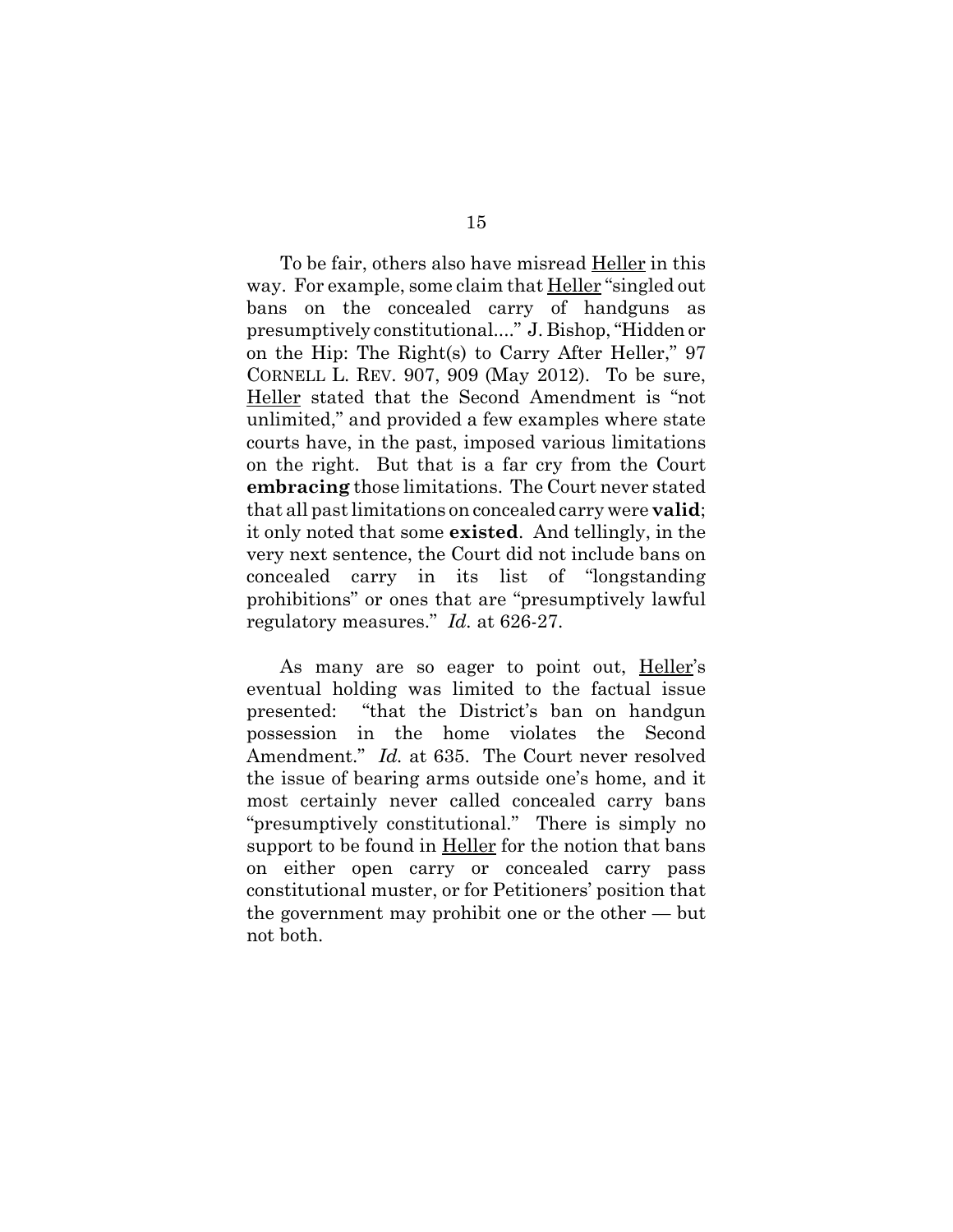To be fair, others also have misread Heller in this way. For example, some claim that Heller "singled out bans on the concealed carry of handguns as presumptively constitutional...." J. Bishop, "Hidden or on the Hip: The Right(s) to Carry After Heller," 97 CORNELL L. REV. 907, 909 (May 2012). To be sure, Heller stated that the Second Amendment is "not unlimited," and provided a few examples where state courts have, in the past, imposed various limitations on the right. But that is a far cry from the Court **embracing** those limitations. The Court never stated that all past limitations on concealed carry were **valid**; it only noted that some **existed**. And tellingly, in the very next sentence, the Court did not include bans on concealed carry in its list of "longstanding prohibitions" or ones that are "presumptively lawful regulatory measures." *Id.* at 626-27.

As many are so eager to point out, Heller's eventual holding was limited to the factual issue presented: "that the District's ban on handgun possession in the home violates the Second Amendment." *Id.* at 635. The Court never resolved the issue of bearing arms outside one's home, and it most certainly never called concealed carry bans "presumptively constitutional." There is simply no support to be found in Heller for the notion that bans on either open carry or concealed carry pass constitutional muster, or for Petitioners' position that the government may prohibit one or the other — but not both.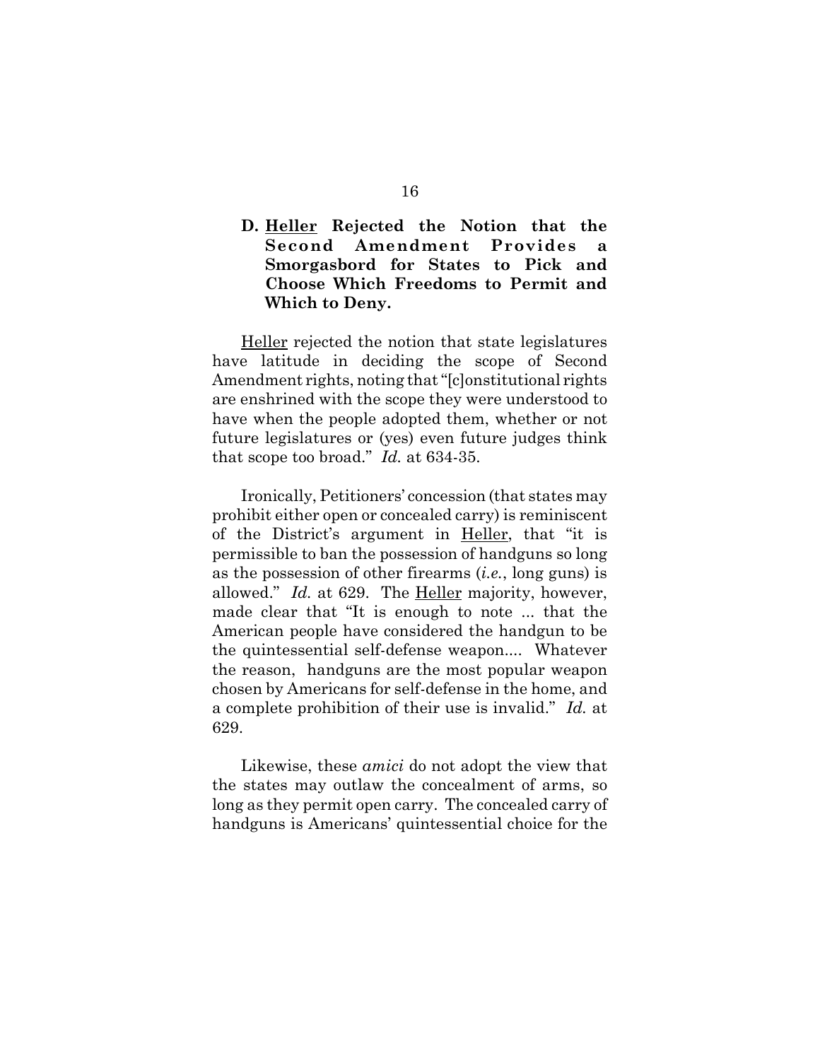### D. Heller Rejected the Notion that the Second Amendment Provides a Smorgasbord for States to Pick and Choose Which Freedoms to Permit and Which to Deny.

Heller rejected the notion that state legislatures have latitude in deciding the scope of Second Amendment rights, noting that "[c]onstitutional rights are enshrined with the scope they were understood to have when the people adopted them, whether or not future legislatures or (yes) even future judges think that scope too broad." *Id.* at 634-35.

Ironically, Petitioners' concession (that states may prohibit either open or concealed carry) is reminiscent of the District's argument in Heller, that "it is permissible to ban the possession of handguns so long as the possession of other firearms (*i.e.*, long guns) is allowed." *Id.* at 629. The Heller majority, however, made clear that "It is enough to note ... that the American people have considered the handgun to be the quintessential self-defense weapon.... Whatever the reason, handguns are the most popular weapon chosen by Americans for self-defense in the home, and a complete prohibition of their use is invalid." *Id.* at 629.

Likewise, these *amici* do not adopt the view that the states may outlaw the concealment of arms, so long as they permit open carry. The concealed carry of handguns is Americans' quintessential choice for the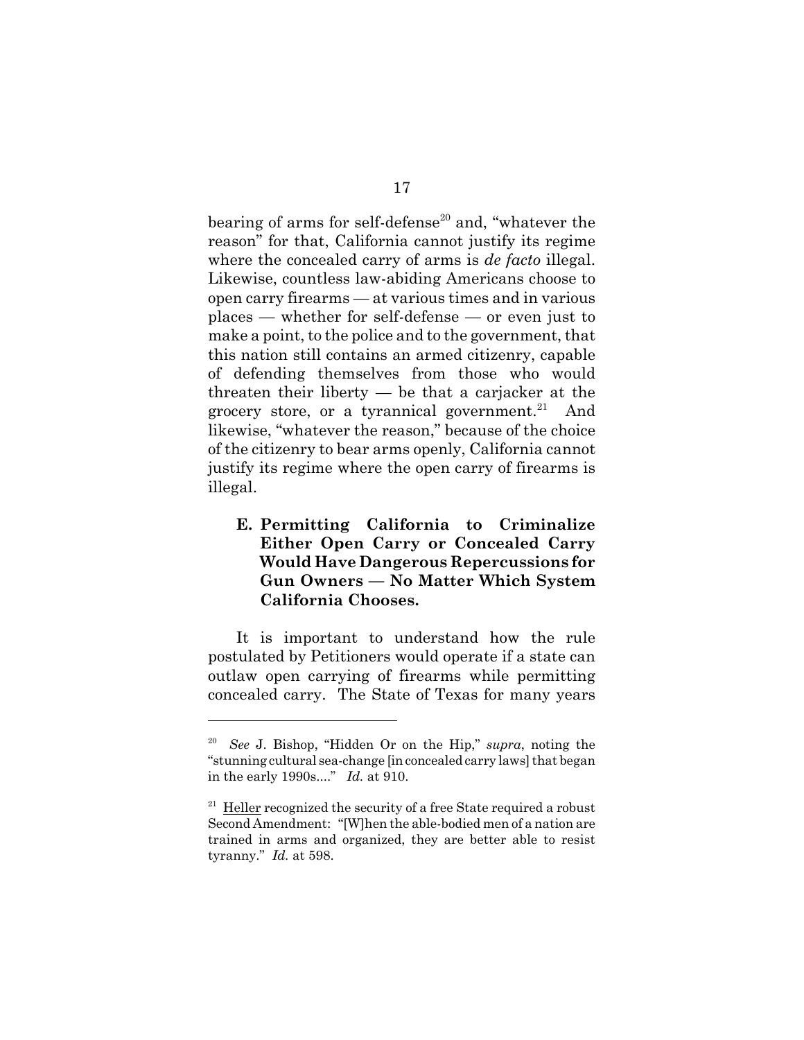bearing of arms for self-defense[20] and, "whatever the reason" for that, California cannot justify its regime where the concealed carry of arms is *de facto* illegal. Likewise, countless law-abiding Americans choose to open carry firearms — at various times and in various places — whether for self-defense — or even just to make a point, to the police and to the government, that this nation still contains an armed citizenry, capable of defending themselves from those who would threaten their liberty — be that a carjacker at the grocery store, or a tyrannical government.[21] And likewise, "whatever the reason," because of the choice of the citizenry to bear arms openly, California cannot justify its regime where the open carry of firearms is illegal.

### E. Permitting California to Criminalize Either Open Carry or Concealed Carry Would Have Dangerous Repercussions for Gun Owners — No Matter Which System California Chooses.

It is important to understand how the rule postulated by Petitioners would operate if a state can outlaw open carrying of firearms while permitting concealed carry. The State of Texas for many years

---

[20] *See* J. Bishop, "Hidden Or on the Hip," *supra*, noting the "stunning cultural sea-change [in concealed carry laws] that began in the early 1990s...." *Id.* at 910.

[21] Heller recognized the security of a free State required a robust Second Amendment: "[W]hen the able-bodied men of a nation are trained in arms and organized, they are better able to resist tyranny." *Id.* at 598.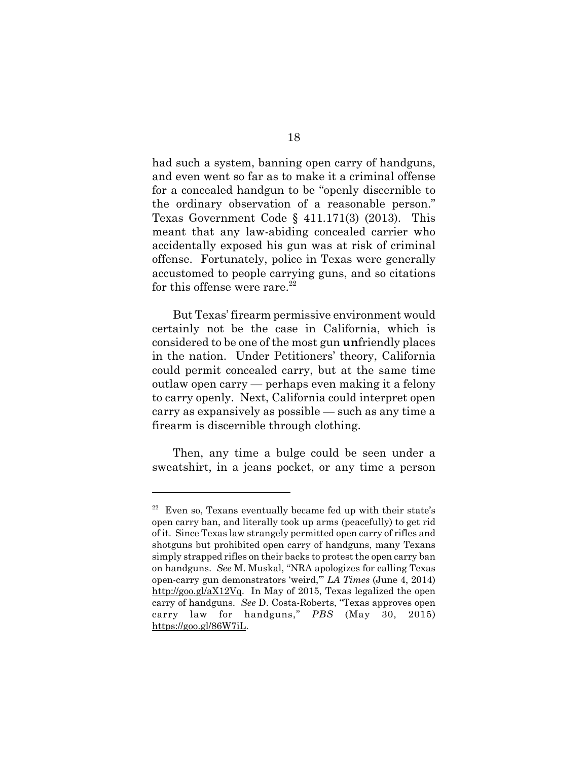had such a system, banning open carry of handguns, and even went so far as to make it a criminal offense for a concealed handgun to be "openly discernible to the ordinary observation of a reasonable person." Texas Government Code § 411.171(3) (2013). This meant that any law-abiding concealed carrier who accidentally exposed his gun was at risk of criminal offense. Fortunately, police in Texas were generally accustomed to people carrying guns, and so citations for this offense were rare.[22]

But Texas' firearm permissive environment would certainly not be the case in California, which is considered to be one of the most gun **un**friendly places in the nation. Under Petitioners' theory, California could permit concealed carry, but at the same time outlaw open carry — perhaps even making it a felony to carry openly. Next, California could interpret open carry as expansively as possible — such as any time a firearm is discernible through clothing.

Then, any time a bulge could be seen under a sweatshirt, in a jeans pocket, or any time a person

---

[22] Even so, Texans eventually became fed up with their state's open carry ban, and literally took up arms (peacefully) to get rid of it. Since Texas law strangely permitted open carry of rifles and shotguns but prohibited open carry of handguns, many Texans simply strapped rifles on their backs to protest the open carry ban on handguns. *See* M. Muskal, "NRA apologizes for calling Texas open-carry gun demonstrators 'weird,'" *LA Times* (June 4, 2014) http://goo.gl/aX12Vq. In May of 2015, Texas legalized the open carry of handguns. *See* D. Costa-Roberts, "Texas approves open carry law for handguns," *PBS* (May 30, 2015) https://goo.gl/86W7iL.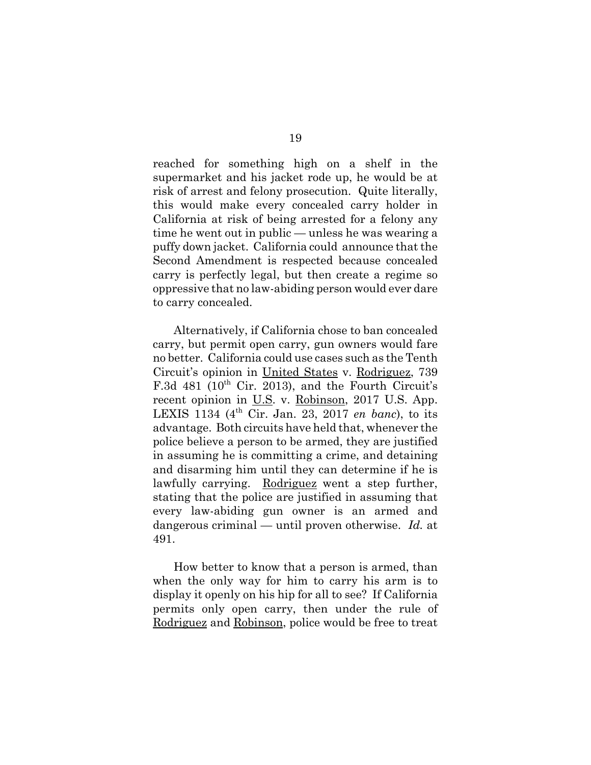reached for something high on a shelf in the supermarket and his jacket rode up, he would be at risk of arrest and felony prosecution. Quite literally, this would make every concealed carry holder in California at risk of being arrested for a felony any time he went out in public — unless he was wearing a puffy down jacket. California could announce that the Second Amendment is respected because concealed carry is perfectly legal, but then create a regime so oppressive that no law-abiding person would ever dare to carry concealed.

Alternatively, if California chose to ban concealed carry, but permit open carry, gun owners would fare no better. California could use cases such as the Tenth Circuit's opinion in United States v. Rodriguez, 739 F.3d 481 (10th Cir. 2013), and the Fourth Circuit's recent opinion in U.S. v. Robinson, 2017 U.S. App. LEXIS 1134 (4th Cir. Jan. 23, 2017 *en banc*), to its advantage. Both circuits have held that, whenever the police believe a person to be armed, they are justified in assuming he is committing a crime, and detaining and disarming him until they can determine if he is lawfully carrying. Rodriguez went a step further, stating that the police are justified in assuming that every law-abiding gun owner is an armed and dangerous criminal — until proven otherwise. *Id.* at 491.

How better to know that a person is armed, than when the only way for him to carry his arm is to display it openly on his hip for all to see? If California permits only open carry, then under the rule of Rodriguez and Robinson, police would be free to treat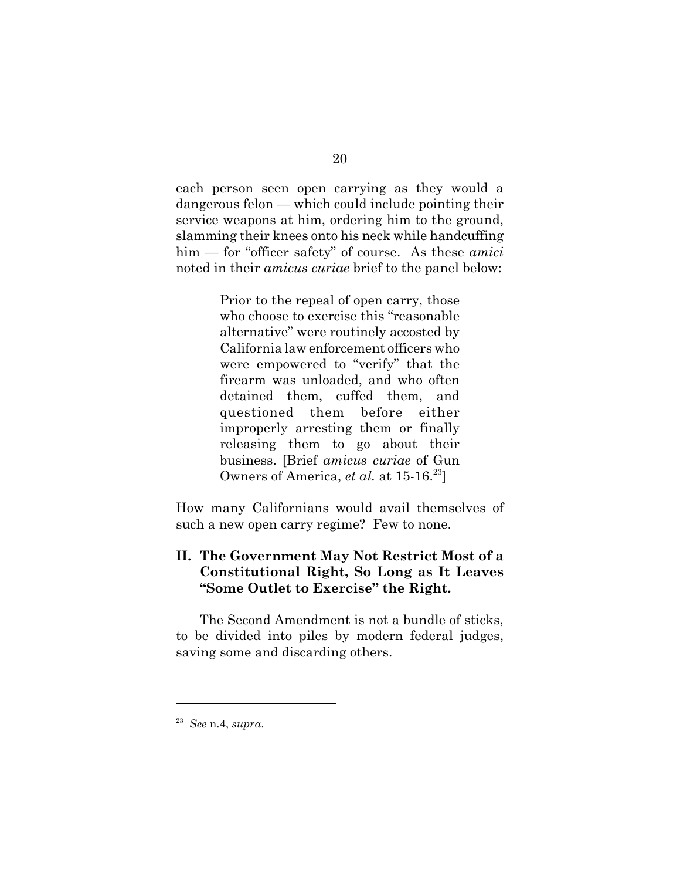each person seen open carrying as they would a dangerous felon — which could include pointing their service weapons at him, ordering him to the ground, slamming their knees onto his neck while handcuffing him — for "officer safety" of course. As these *amici* noted in their *amicus curiae* brief to the panel below:

> Prior to the repeal of open carry, those who choose to exercise this "reasonable alternative" were routinely accosted by California law enforcement officers who were empowered to "verify" that the firearm was unloaded, and who often detained them, cuffed them, and questioned them before either improperly arresting them or finally releasing them to go about their business. [Brief *amicus curiae* of Gun Owners of America, *et al.* at 15-16.[23]]

How many Californians would avail themselves of such a new open carry regime? Few to none.

## II. The Government May Not Restrict Most of a Constitutional Right, So Long as It Leaves "Some Outlet to Exercise" the Right.

The Second Amendment is not a bundle of sticks, to be divided into piles by modern federal judges, saving some and discarding others.

---

[23] *See* n.4, *supra*.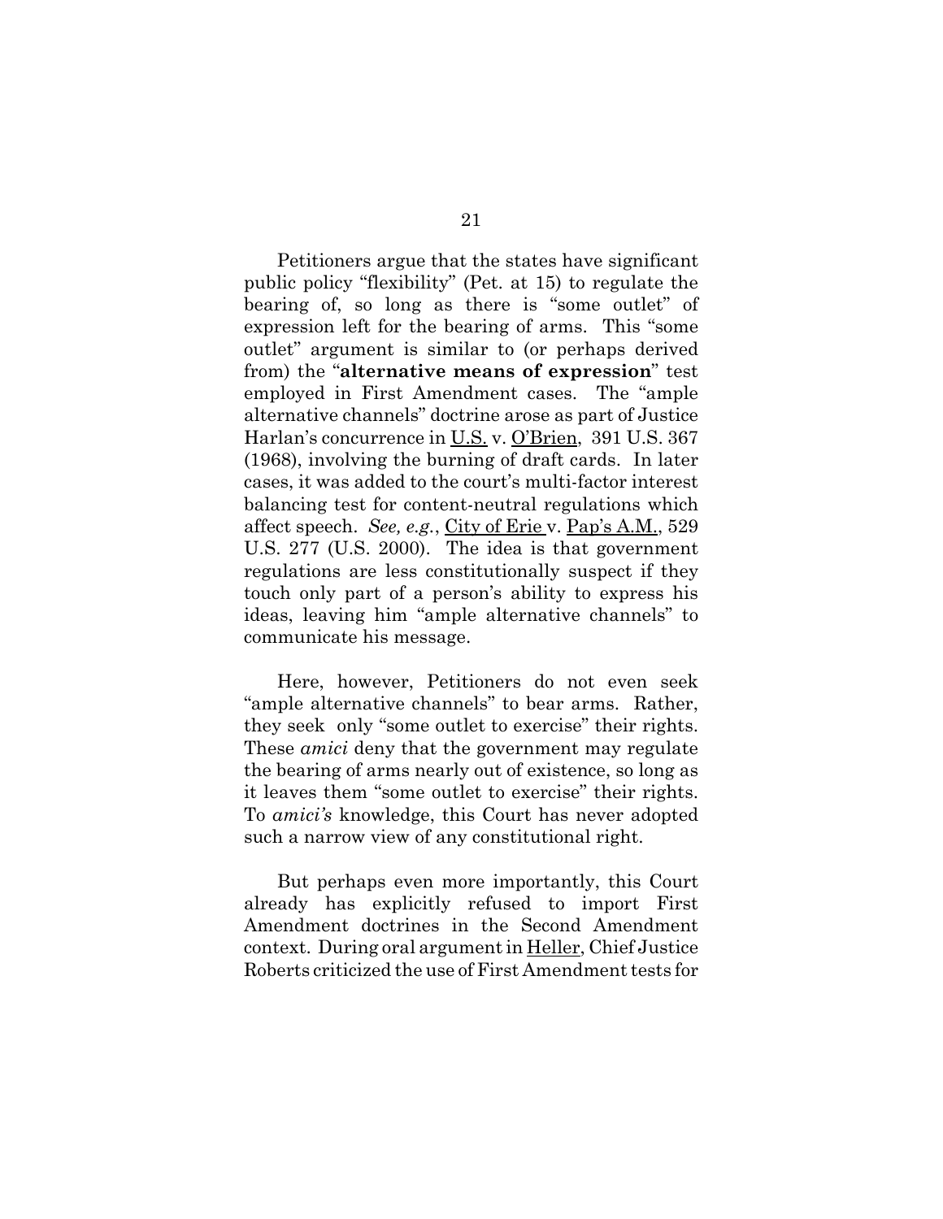Petitioners argue that the states have significant public policy "flexibility" (Pet. at 15) to regulate the bearing of, so long as there is "some outlet" of expression left for the bearing of arms. This "some outlet" argument is similar to (or perhaps derived from) the "**alternative means of expression**" test employed in First Amendment cases. The "ample alternative channels" doctrine arose as part of Justice Harlan's concurrence in U.S. v. O'Brien, 391 U.S. 367 (1968), involving the burning of draft cards. In later cases, it was added to the court's multi-factor interest balancing test for content-neutral regulations which affect speech. *See, e.g.*, City of Erie v. Pap's A.M., 529 U.S. 277 (U.S. 2000). The idea is that government regulations are less constitutionally suspect if they touch only part of a person's ability to express his ideas, leaving him "ample alternative channels" to communicate his message.

Here, however, Petitioners do not even seek "ample alternative channels" to bear arms. Rather, they seek only "some outlet to exercise" their rights. These *amici* deny that the government may regulate the bearing of arms nearly out of existence, so long as it leaves them "some outlet to exercise" their rights. To *amici's* knowledge, this Court has never adopted such a narrow view of any constitutional right.

But perhaps even more importantly, this Court already has explicitly refused to import First Amendment doctrines in the Second Amendment context. During oral argument in Heller, Chief Justice Roberts criticized the use of First Amendment tests for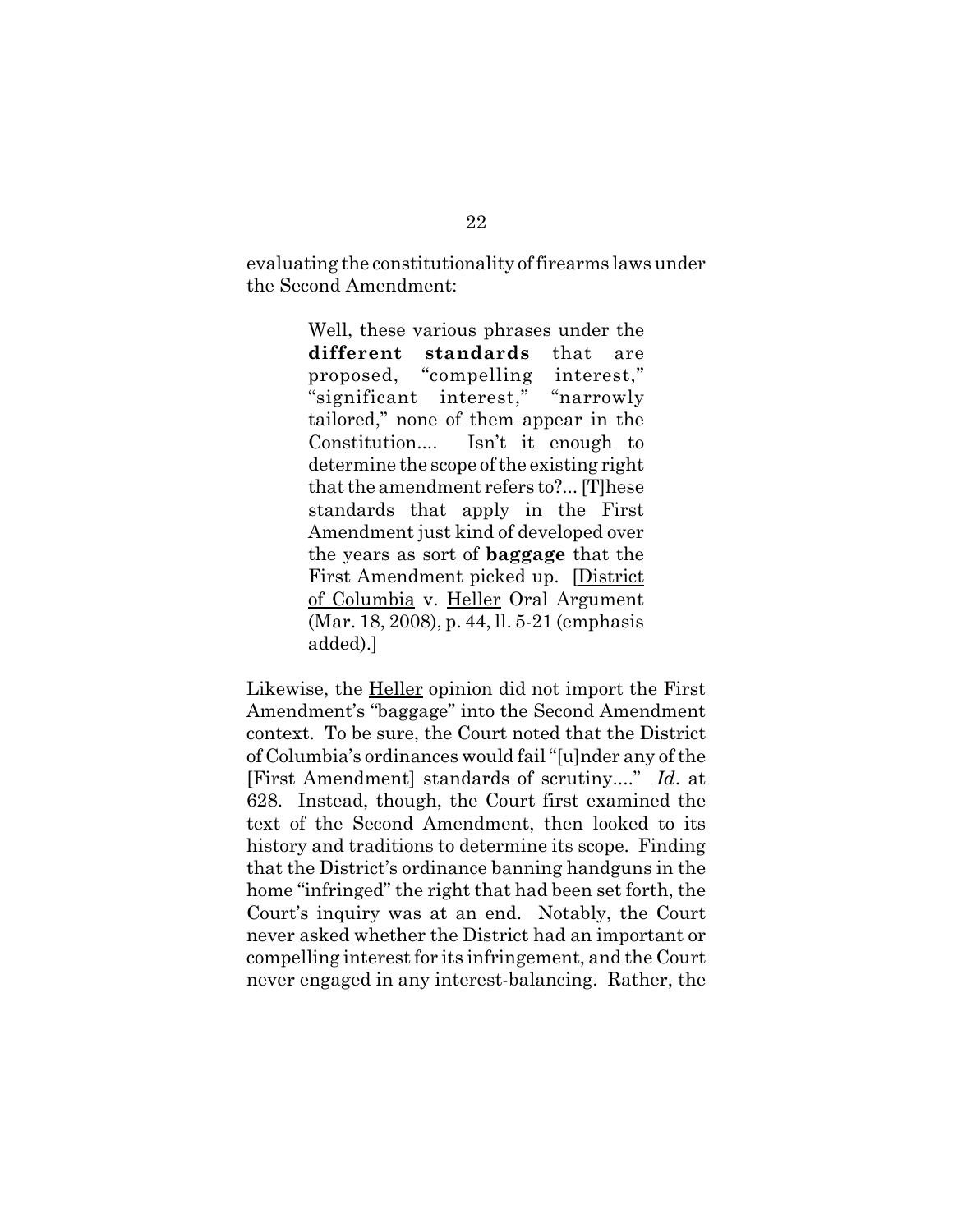evaluating the constitutionality of firearms laws under the Second Amendment:

> Well, these various phrases under the **different standards** that are proposed, "compelling interest," "significant interest," "narrowly tailored," none of them appear in the Constitution.... Isn't it enough to determine the scope of the existing right that the amendment refers to?... [T]hese standards that apply in the First Amendment just kind of developed over the years as sort of **baggage** that the First Amendment picked up. [District of Columbia v. Heller Oral Argument (Mar. 18, 2008), p. 44, ll. 5-21 (emphasis added).]

Likewise, the Heller opinion did not import the First Amendment's "baggage" into the Second Amendment context. To be sure, the Court noted that the District of Columbia's ordinances would fail "[u]nder any of the [First Amendment] standards of scrutiny...." *Id*. at 628. Instead, though, the Court first examined the text of the Second Amendment, then looked to its history and traditions to determine its scope. Finding that the District's ordinance banning handguns in the home "infringed" the right that had been set forth, the Court's inquiry was at an end. Notably, the Court never asked whether the District had an important or compelling interest for its infringement, and the Court never engaged in any interest-balancing. Rather, the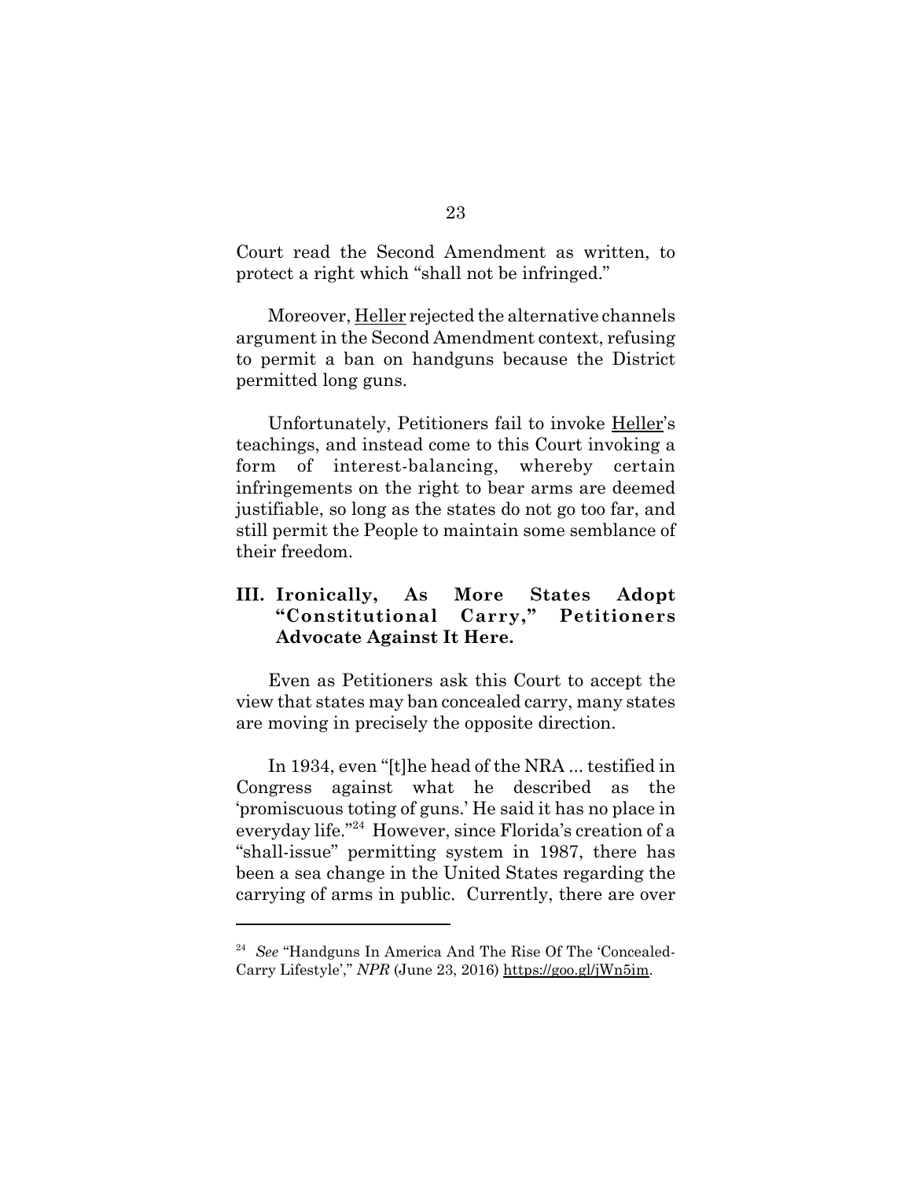Court read the Second Amendment as written, to protect a right which "shall not be infringed."

Moreover, Heller rejected the alternative channels argument in the Second Amendment context, refusing to permit a ban on handguns because the District permitted long guns.

Unfortunately, Petitioners fail to invoke Heller's teachings, and instead come to this Court invoking a form of interest-balancing, whereby certain infringements on the right to bear arms are deemed justifiable, so long as the states do not go too far, and still permit the People to maintain some semblance of their freedom.

## III. Ironically, As More States Adopt "Constitutional Carry," Petitioners Advocate Against It Here.

Even as Petitioners ask this Court to accept the view that states may ban concealed carry, many states are moving in precisely the opposite direction.

In 1934, even "[t]he head of the NRA ... testified in Congress against what he described as the 'promiscuous toting of guns.' He said it has no place in everyday life."[24] However, since Florida's creation of a "shall-issue" permitting system in 1987, there has been a sea change in the United States regarding the carrying of arms in public. Currently, there are over

---

[24] *See* "Handguns In America And The Rise Of The 'Concealed-Carry Lifestyle'," *NPR* (June 23, 2016) https://goo.gl/jWn5im.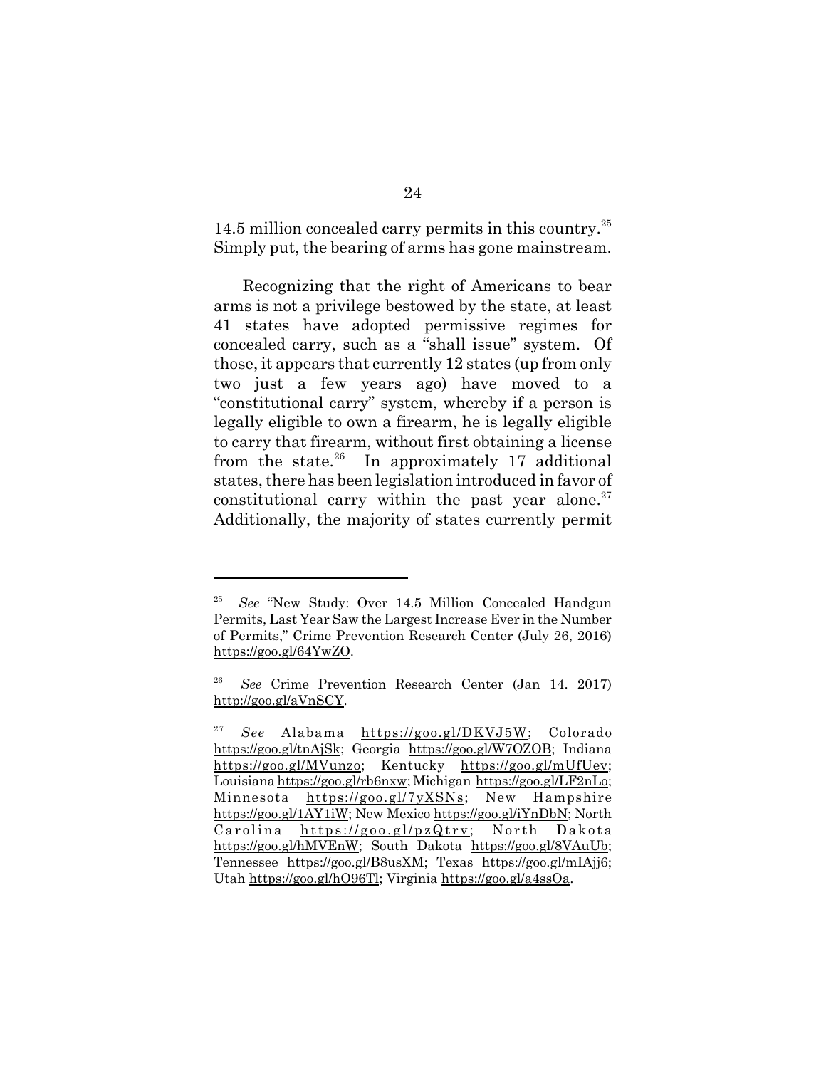14.5 million concealed carry permits in this country.[25] Simply put, the bearing of arms has gone mainstream.

Recognizing that the right of Americans to bear arms is not a privilege bestowed by the state, at least 41 states have adopted permissive regimes for concealed carry, such as a "shall issue" system. Of those, it appears that currently 12 states (up from only two just a few years ago) have moved to a "constitutional carry" system, whereby if a person is legally eligible to own a firearm, he is legally eligible to carry that firearm, without first obtaining a license from the state.[26] In approximately 17 additional states, there has been legislation introduced in favor of constitutional carry within the past year alone.[27] Additionally, the majority of states currently permit

---

[25] *See* "New Study: Over 14.5 Million Concealed Handgun Permits, Last Year Saw the Largest Increase Ever in the Number of Permits," Crime Prevention Research Center (July 26, 2016) https://goo.gl/64YwZO.

[26] *See* Crime Prevention Research Center (Jan 14. 2017) http://goo.gl/aVnSCY.

[27] *See* Alabama https://goo.gl/DKVJ5W; Colorado https://goo.gl/tnAjSk; Georgia https://goo.gl/W7OZOB; Indiana https://goo.gl/MVunzo; Kentucky https://goo.gl/mUfUev; Louisiana https://goo.gl/rb6nxw; Michigan https://goo.gl/LF2nLo; Minnesota https://goo.gl/7yXSNs; New Hampshire https://goo.gl/1AY1iW; New Mexico https://goo.gl/iYnDbN; North Carolina https://goo.gl/pzQtrv; North Dakota https://goo.gl/hMVEnW; South Dakota https://goo.gl/8VAuUb; Tennessee https://goo.gl/B8usXM; Texas https://goo.gl/mIAjj6; Utah https://goo.gl/hO96Tl; Virginia https://goo.gl/a4ssOa.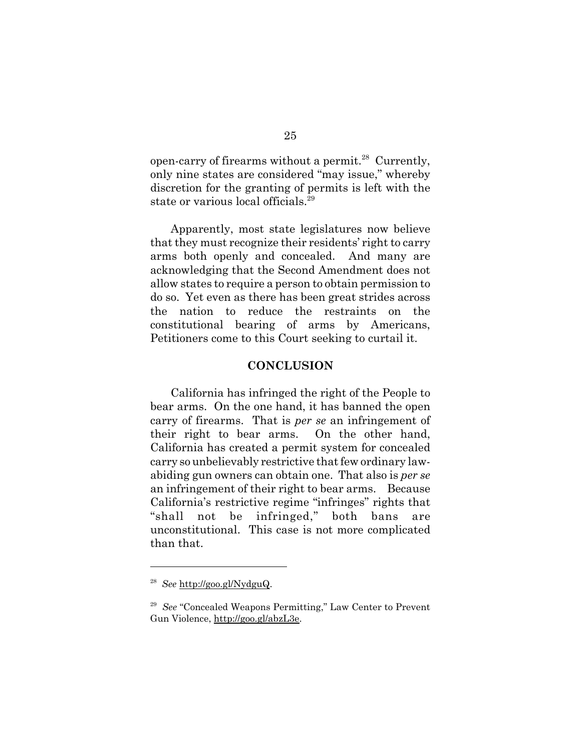open-carry of firearms without a permit.[28] Currently, only nine states are considered "may issue," whereby discretion for the granting of permits is left with the state or various local officials.[29]

Apparently, most state legislatures now believe that they must recognize their residents' right to carry arms both openly and concealed. And many are acknowledging that the Second Amendment does not allow states to require a person to obtain permission to do so. Yet even as there has been great strides across the nation to reduce the restraints on the constitutional bearing of arms by Americans, Petitioners come to this Court seeking to curtail it.

## CONCLUSION

California has infringed the right of the People to bear arms. On the one hand, it has banned the open carry of firearms. That is *per se* an infringement of their right to bear arms. On the other hand, California has created a permit system for concealed carry so unbelievably restrictive that few ordinary law-abiding gun owners can obtain one. That also is *per se* an infringement of their right to bear arms. Because California's restrictive regime "infringes" rights that "shall not be infringed," both bans are unconstitutional. This case is not more complicated than that.

---

[28] *See* http://goo.gl/NydguQ.

[29] *See* "Concealed Weapons Permitting," Law Center to Prevent Gun Violence, http://goo.gl/abzL3e.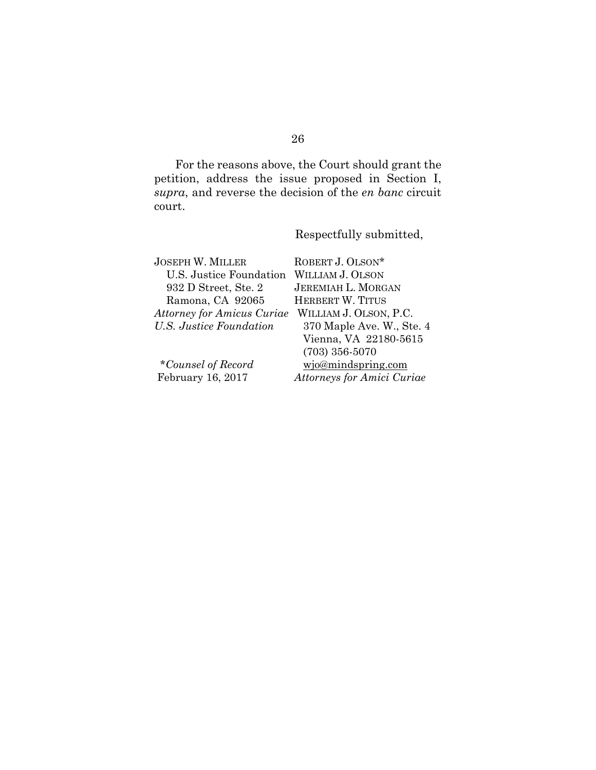For the reasons above, the Court should grant the petition, address the issue proposed in Section I, *supra*, and reverse the decision of the *en banc* circuit court.

Respectfully submitted,

JOSEPH W. MILLER
U.S. Justice Foundation
932 D Street, Ste. 2
Ramona, CA 92065
*Attorney for Amicus Curiae U.S. Justice Foundation*

ROBERT J. OLSON*
WILLIAM J. OLSON
JEREMIAH L. MORGAN
HERBERT W. TITUS
WILLIAM J. OLSON, P.C.
370 Maple Ave. W., Ste. 4
Vienna, VA 22180-5615
(703) 356-5070
wjo@mindspring.com
*Attorneys for Amici Curiae*

*\*Counsel of Record*
February 16, 2017